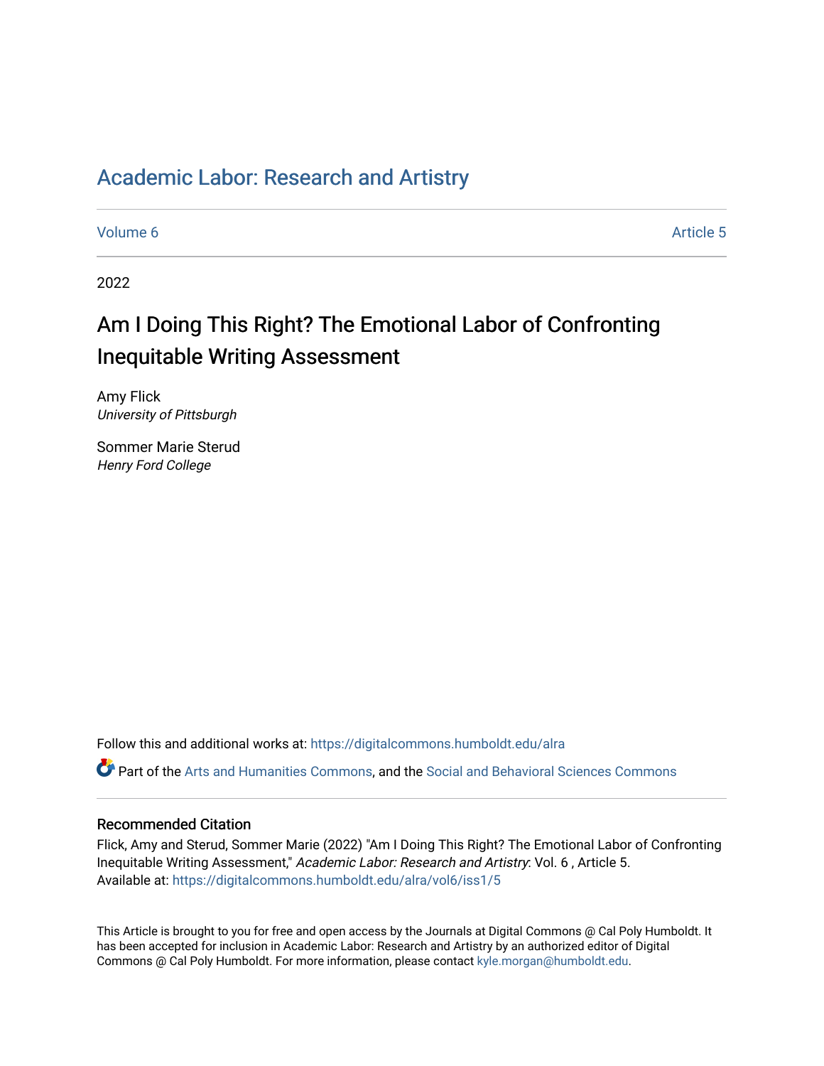# Academic Labor: Research and Artistry

Volume 6 Article 5

2022

## Am I Doing This Right? The Emotional Labor of Confronting Inequitable Writing Assessment

Amy Flick
*University of Pittsburgh*

Sommer Marie Sterud
*Henry Ford College*

Follow this and additional works at: https://digitalcommons.humboldt.edu/alra

Part of the Arts and Humanities Commons, and the Social and Behavioral Sciences Commons

### Recommended Citation

Flick, Amy and Sterud, Sommer Marie (2022) "Am I Doing This Right? The Emotional Labor of Confronting Inequitable Writing Assessment," *Academic Labor: Research and Artistry*: Vol. 6 , Article 5.
Available at: https://digitalcommons.humboldt.edu/alra/vol6/iss1/5

This Article is brought to you for free and open access by the Journals at Digital Commons @ Cal Poly Humboldt. It has been accepted for inclusion in Academic Labor: Research and Artistry by an authorized editor of Digital Commons @ Cal Poly Humboldt. For more information, please contact kyle.morgan@humboldt.edu.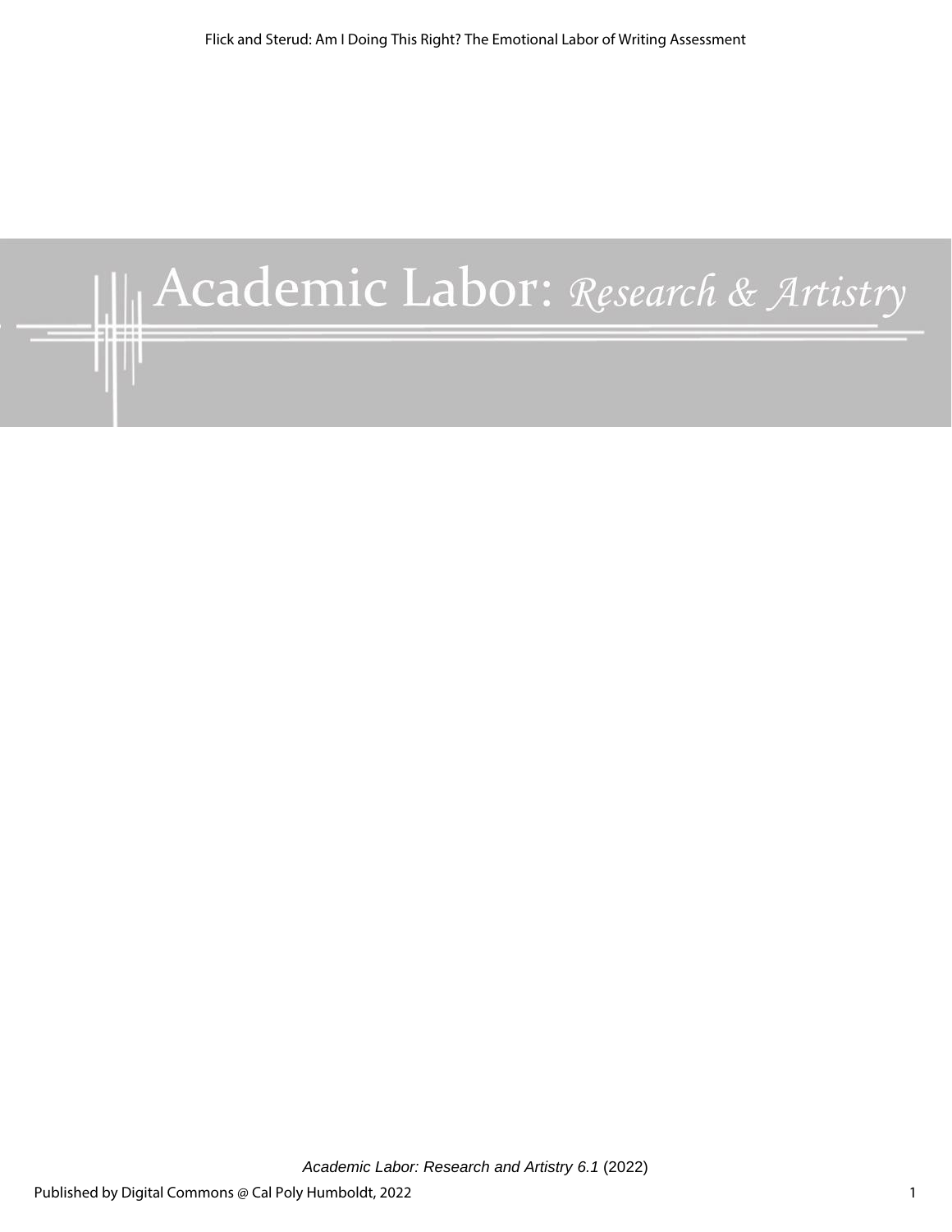# Academic Labor: *Research & Artistry*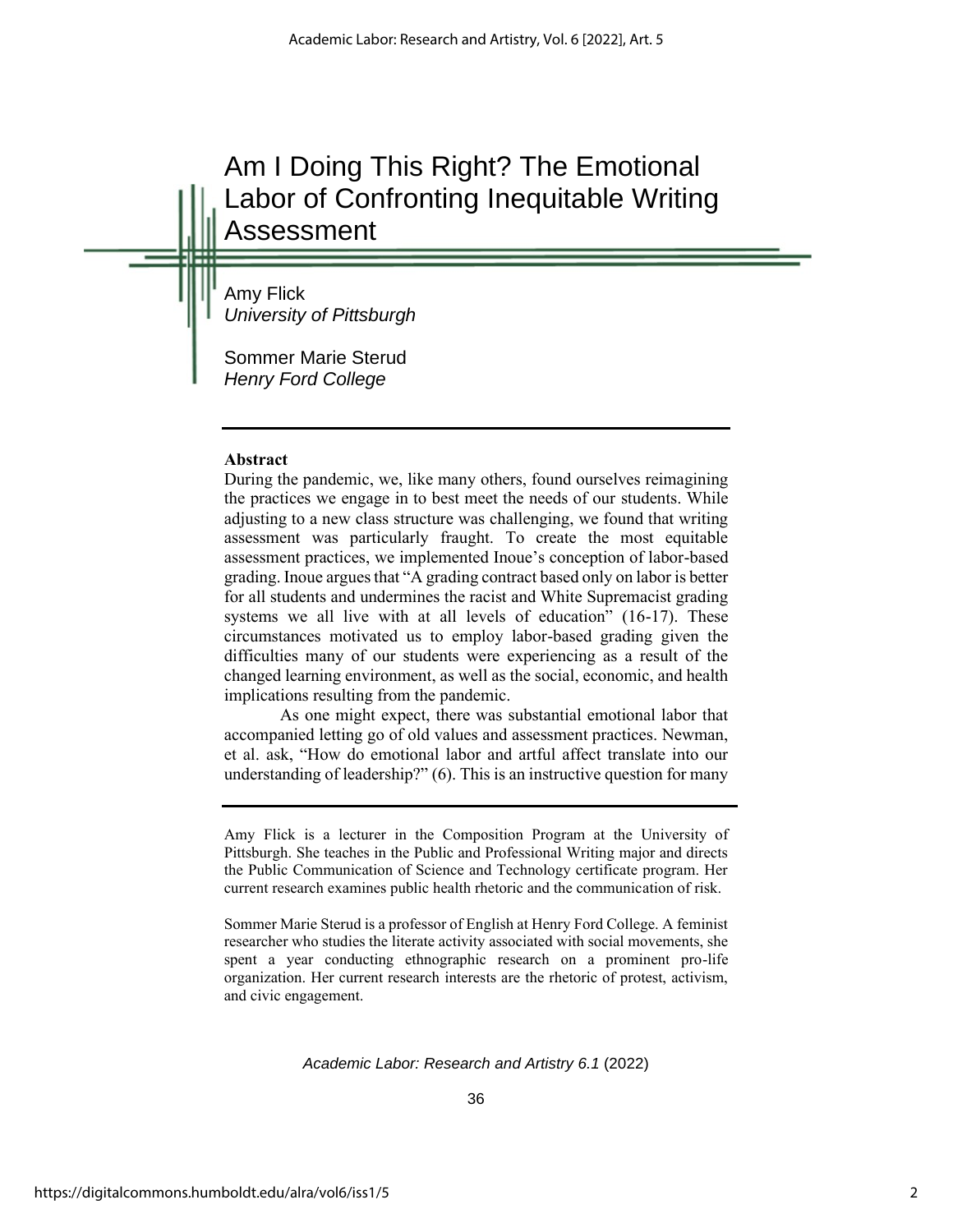# Am I Doing This Right? The Emotional Labor of Confronting Inequitable Writing Assessment

Amy Flick
*University of Pittsburgh*

Sommer Marie Sterud
*Henry Ford College*

**Abstract**

During the pandemic, we, like many others, found ourselves reimagining the practices we engage in to best meet the needs of our students. While adjusting to a new class structure was challenging, we found that writing assessment was particularly fraught. To create the most equitable assessment practices, we implemented Inoue's conception of labor-based grading. Inoue argues that "A grading contract based only on labor is better for all students and undermines the racist and White Supremacist grading systems we all live with at all levels of education" (16-17). These circumstances motivated us to employ labor-based grading given the difficulties many of our students were experiencing as a result of the changed learning environment, as well as the social, economic, and health implications resulting from the pandemic.

As one might expect, there was substantial emotional labor that accompanied letting go of old values and assessment practices. Newman, et al. ask, "How do emotional labor and artful affect translate into our understanding of leadership?" (6). This is an instructive question for many

---

Amy Flick is a lecturer in the Composition Program at the University of Pittsburgh. She teaches in the Public and Professional Writing major and directs the Public Communication of Science and Technology certificate program. Her current research examines public health rhetoric and the communication of risk.

Sommer Marie Sterud is a professor of English at Henry Ford College. A feminist researcher who studies the literate activity associated with social movements, she spent a year conducting ethnographic research on a prominent pro-life organization. Her current research interests are the rhetoric of protest, activism, and civic engagement.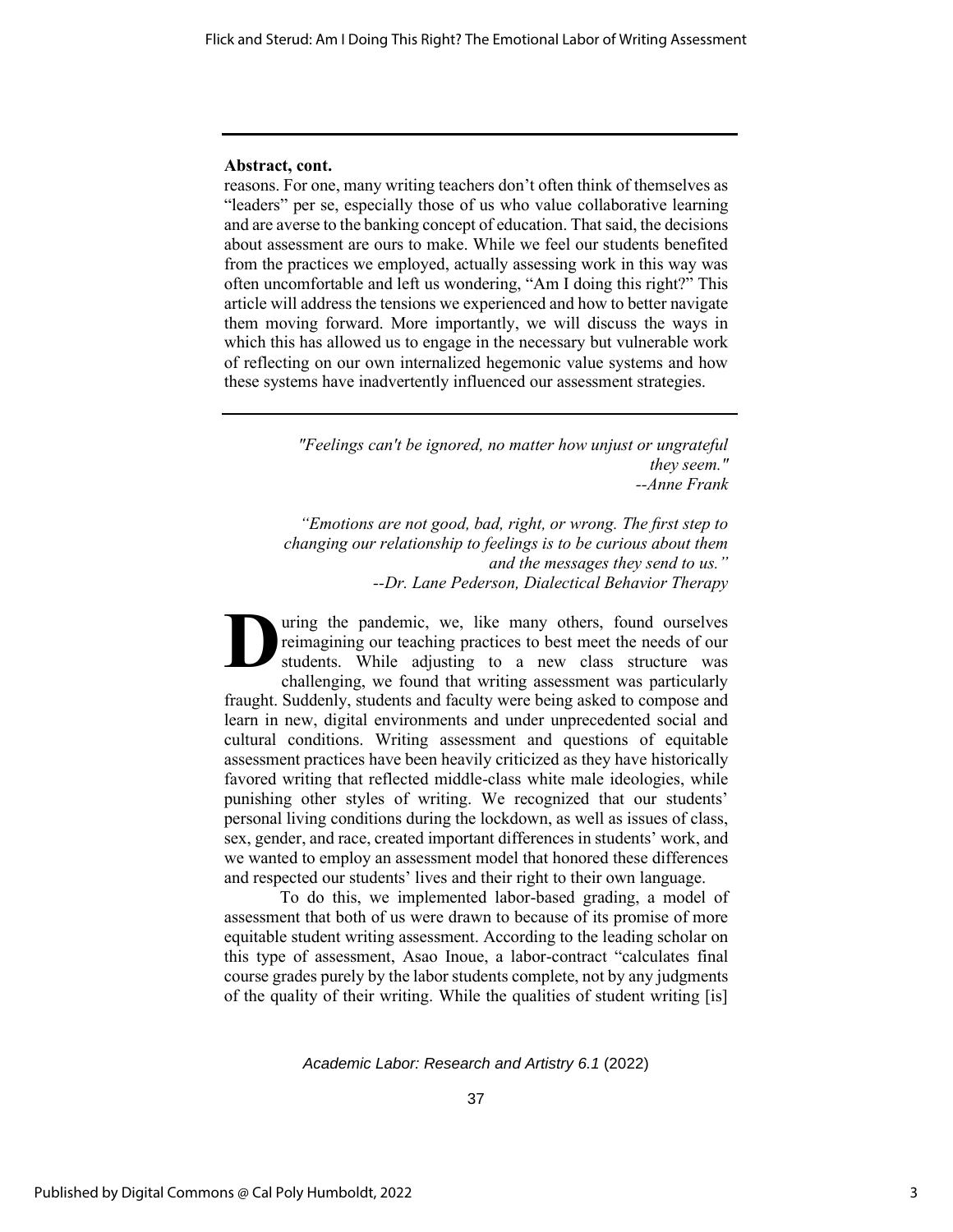**Abstract, cont.**

reasons. For one, many writing teachers don't often think of themselves as "leaders" per se, especially those of us who value collaborative learning and are averse to the banking concept of education. That said, the decisions about assessment are ours to make. While we feel our students benefited from the practices we employed, actually assessing work in this way was often uncomfortable and left us wondering, "Am I doing this right?" This article will address the tensions we experienced and how to better navigate them moving forward. More importantly, we will discuss the ways in which this has allowed us to engage in the necessary but vulnerable work of reflecting on our own internalized hegemonic value systems and how these systems have inadvertently influenced our assessment strategies.

---

> *"Feelings can't be ignored, no matter how unjust or ungrateful they seem."*
> *--Anne Frank*

> *"Emotions are not good, bad, right, or wrong. The first step to changing our relationship to feelings is to be curious about them and the messages they send to us."*
> *--Dr. Lane Pederson, Dialectical Behavior Therapy*

During the pandemic, we, like many others, found ourselves reimagining our teaching practices to best meet the needs of our students. While adjusting to a new class structure was challenging, we found that writing assessment was particularly fraught. Suddenly, students and faculty were being asked to compose and learn in new, digital environments and under unprecedented social and cultural conditions. Writing assessment and questions of equitable assessment practices have been heavily criticized as they have historically favored writing that reflected middle-class white male ideologies, while punishing other styles of writing. We recognized that our students' personal living conditions during the lockdown, as well as issues of class, sex, gender, and race, created important differences in students' work, and we wanted to employ an assessment model that honored these differences and respected our students' lives and their right to their own language.

To do this, we implemented labor-based grading, a model of assessment that both of us were drawn to because of its promise of more equitable student writing assessment. According to the leading scholar on this type of assessment, Asao Inoue, a labor-contract "calculates final course grades purely by the labor students complete, not by any judgments of the quality of their writing. While the qualities of student writing [is]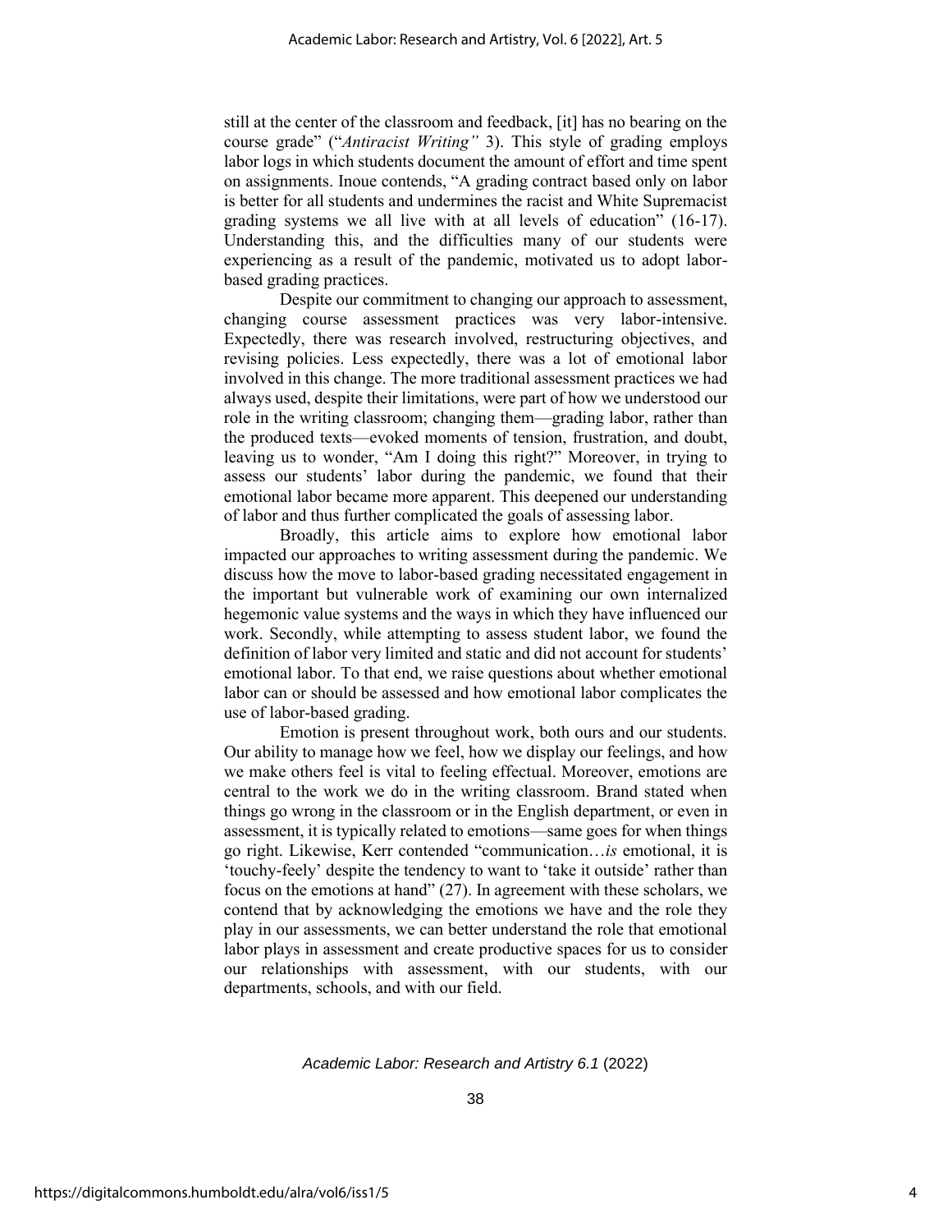still at the center of the classroom and feedback, [it] has no bearing on the course grade" ("*Antiracist Writing"* 3). This style of grading employs labor logs in which students document the amount of effort and time spent on assignments. Inoue contends, "A grading contract based only on labor is better for all students and undermines the racist and White Supremacist grading systems we all live with at all levels of education" (16-17). Understanding this, and the difficulties many of our students were experiencing as a result of the pandemic, motivated us to adopt labor-based grading practices.

Despite our commitment to changing our approach to assessment, changing course assessment practices was very labor-intensive. Expectedly, there was research involved, restructuring objectives, and revising policies. Less expectedly, there was a lot of emotional labor involved in this change. The more traditional assessment practices we had always used, despite their limitations, were part of how we understood our role in the writing classroom; changing them—grading labor, rather than the produced texts—evoked moments of tension, frustration, and doubt, leaving us to wonder, "Am I doing this right?" Moreover, in trying to assess our students' labor during the pandemic, we found that their emotional labor became more apparent. This deepened our understanding of labor and thus further complicated the goals of assessing labor.

Broadly, this article aims to explore how emotional labor impacted our approaches to writing assessment during the pandemic. We discuss how the move to labor-based grading necessitated engagement in the important but vulnerable work of examining our own internalized hegemonic value systems and the ways in which they have influenced our work. Secondly, while attempting to assess student labor, we found the definition of labor very limited and static and did not account for students' emotional labor. To that end, we raise questions about whether emotional labor can or should be assessed and how emotional labor complicates the use of labor-based grading.

Emotion is present throughout work, both ours and our students. Our ability to manage how we feel, how we display our feelings, and how we make others feel is vital to feeling effectual. Moreover, emotions are central to the work we do in the writing classroom. Brand stated when things go wrong in the classroom or in the English department, or even in assessment, it is typically related to emotions—same goes for when things go right. Likewise, Kerr contended "communication…*is* emotional, it is 'touchy-feely' despite the tendency to want to 'take it outside' rather than focus on the emotions at hand" (27). In agreement with these scholars, we contend that by acknowledging the emotions we have and the role they play in our assessments, we can better understand the role that emotional labor plays in assessment and create productive spaces for us to consider our relationships with assessment, with our students, with our departments, schools, and with our field.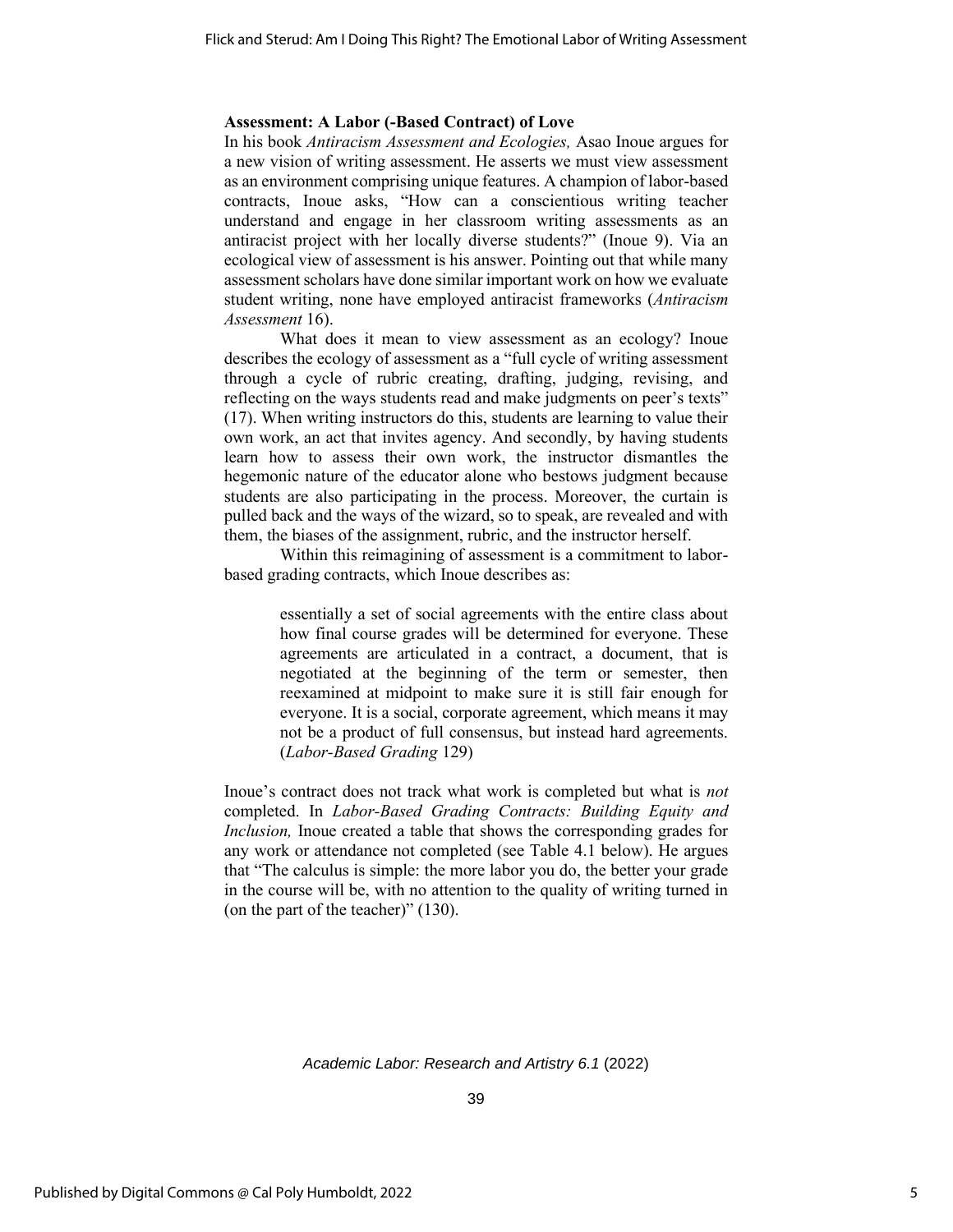**Assessment: A Labor (-Based Contract) of Love**

In his book *Antiracism Assessment and Ecologies,* Asao Inoue argues for a new vision of writing assessment. He asserts we must view assessment as an environment comprising unique features. A champion of labor-based contracts, Inoue asks, "How can a conscientious writing teacher understand and engage in her classroom writing assessments as an antiracist project with her locally diverse students?" (Inoue 9). Via an ecological view of assessment is his answer. Pointing out that while many assessment scholars have done similar important work on how we evaluate student writing, none have employed antiracist frameworks (*Antiracism Assessment* 16).

What does it mean to view assessment as an ecology? Inoue describes the ecology of assessment as a "full cycle of writing assessment through a cycle of rubric creating, drafting, judging, revising, and reflecting on the ways students read and make judgments on peer's texts" (17). When writing instructors do this, students are learning to value their own work, an act that invites agency. And secondly, by having students learn how to assess their own work, the instructor dismantles the hegemonic nature of the educator alone who bestows judgment because students are also participating in the process. Moreover, the curtain is pulled back and the ways of the wizard, so to speak, are revealed and with them, the biases of the assignment, rubric, and the instructor herself.

Within this reimagining of assessment is a commitment to labor-based grading contracts, which Inoue describes as:

> essentially a set of social agreements with the entire class about how final course grades will be determined for everyone. These agreements are articulated in a contract, a document, that is negotiated at the beginning of the term or semester, then reexamined at midpoint to make sure it is still fair enough for everyone. It is a social, corporate agreement, which means it may not be a product of full consensus, but instead hard agreements. (*Labor-Based Grading* 129)

Inoue's contract does not track what work is completed but what is *not* completed. In *Labor-Based Grading Contracts: Building Equity and Inclusion,* Inoue created a table that shows the corresponding grades for any work or attendance not completed (see Table 4.1 below). He argues that "The calculus is simple: the more labor you do, the better your grade in the course will be, with no attention to the quality of writing turned in (on the part of the teacher)" (130).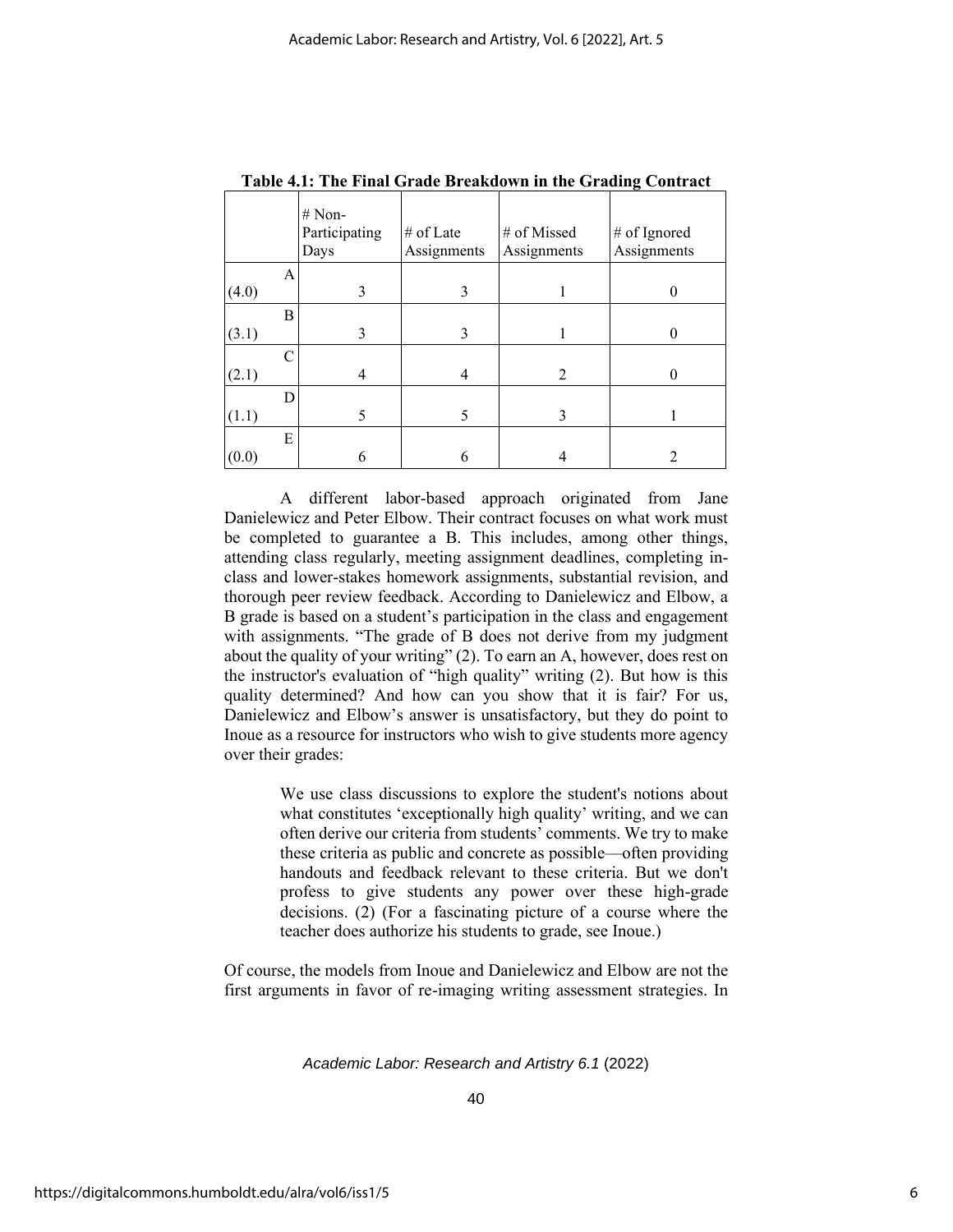**Table 4.1: The Final Grade Breakdown in the Grading Contract**

| | # Non-Participating Days | # of Late Assignments | # of Missed Assignments | # of Ignored Assignments |
|---|---|---|---|---|
| A (4.0) | 3 | 3 | 1 | 0 |
| B (3.1) | 3 | 3 | 1 | 0 |
| C (2.1) | 4 | 4 | 2 | 0 |
| D (1.1) | 5 | 5 | 3 | 1 |
| E (0.0) | 6 | 6 | 4 | 2 |

A different labor-based approach originated from Jane Danielewicz and Peter Elbow. Their contract focuses on what work must be completed to guarantee a B. This includes, among other things, attending class regularly, meeting assignment deadlines, completing in-class and lower-stakes homework assignments, substantial revision, and thorough peer review feedback. According to Danielewicz and Elbow, a B grade is based on a student's participation in the class and engagement with assignments. "The grade of B does not derive from my judgment about the quality of your writing" (2). To earn an A, however, does rest on the instructor's evaluation of "high quality" writing (2). But how is this quality determined? And how can you show that it is fair? For us, Danielewicz and Elbow's answer is unsatisfactory, but they do point to Inoue as a resource for instructors who wish to give students more agency over their grades:

> We use class discussions to explore the student's notions about what constitutes 'exceptionally high quality' writing, and we can often derive our criteria from students' comments. We try to make these criteria as public and concrete as possible—often providing handouts and feedback relevant to these criteria. But we don't profess to give students any power over these high-grade decisions. (2) (For a fascinating picture of a course where the teacher does authorize his students to grade, see Inoue.)

Of course, the models from Inoue and Danielewicz and Elbow are not the first arguments in favor of re-imaging writing assessment strategies. In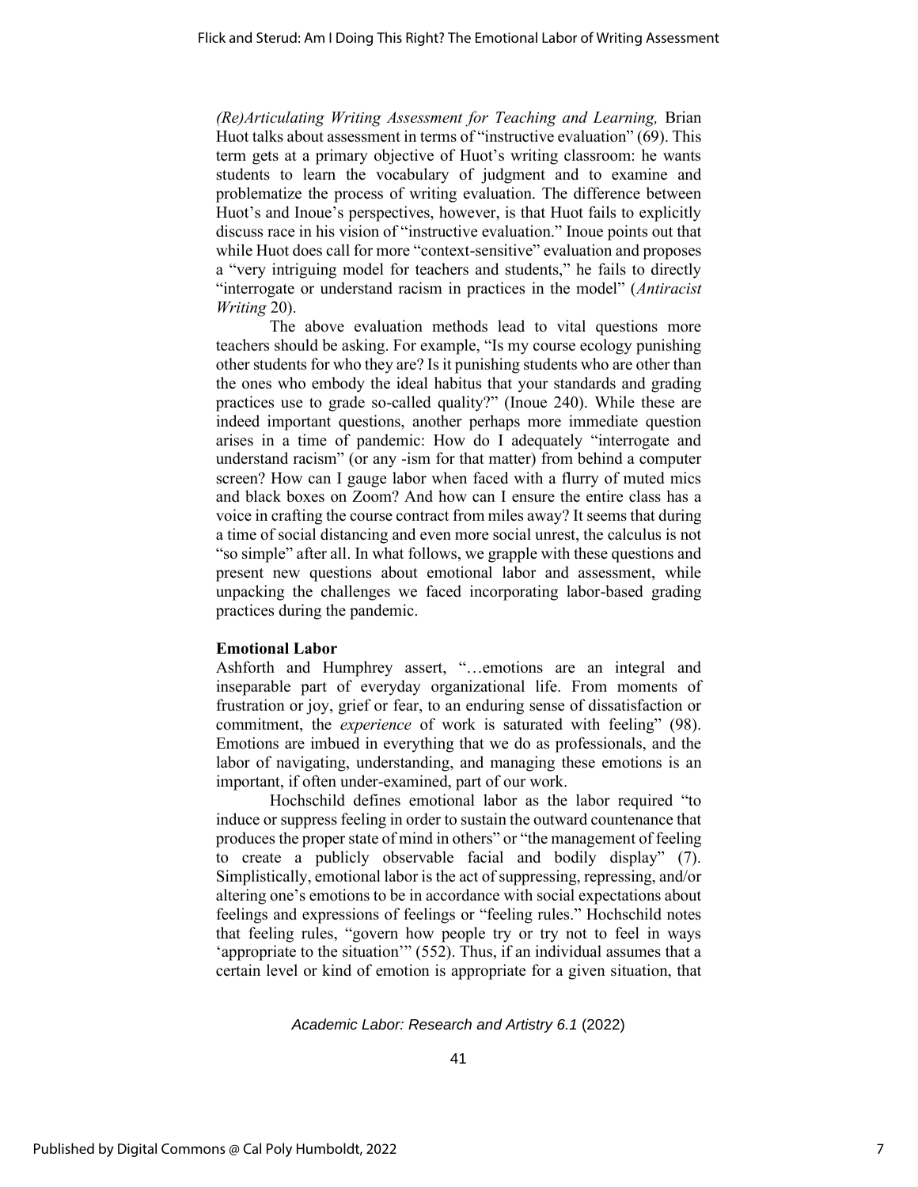*(Re)Articulating Writing Assessment for Teaching and Learning,* Brian Huot talks about assessment in terms of "instructive evaluation" (69). This term gets at a primary objective of Huot's writing classroom: he wants students to learn the vocabulary of judgment and to examine and problematize the process of writing evaluation. The difference between Huot's and Inoue's perspectives, however, is that Huot fails to explicitly discuss race in his vision of "instructive evaluation." Inoue points out that while Huot does call for more "context-sensitive" evaluation and proposes a "very intriguing model for teachers and students," he fails to directly "interrogate or understand racism in practices in the model" (*Antiracist Writing* 20).

The above evaluation methods lead to vital questions more teachers should be asking. For example, "Is my course ecology punishing other students for who they are? Is it punishing students who are other than the ones who embody the ideal habitus that your standards and grading practices use to grade so-called quality?" (Inoue 240). While these are indeed important questions, another perhaps more immediate question arises in a time of pandemic: How do I adequately "interrogate and understand racism" (or any -ism for that matter) from behind a computer screen? How can I gauge labor when faced with a flurry of muted mics and black boxes on Zoom? And how can I ensure the entire class has a voice in crafting the course contract from miles away? It seems that during a time of social distancing and even more social unrest, the calculus is not "so simple" after all. In what follows, we grapple with these questions and present new questions about emotional labor and assessment, while unpacking the challenges we faced incorporating labor-based grading practices during the pandemic.

**Emotional Labor**

Ashforth and Humphrey assert, "…emotions are an integral and inseparable part of everyday organizational life. From moments of frustration or joy, grief or fear, to an enduring sense of dissatisfaction or commitment, the *experience* of work is saturated with feeling" (98). Emotions are imbued in everything that we do as professionals, and the labor of navigating, understanding, and managing these emotions is an important, if often under-examined, part of our work.

Hochschild defines emotional labor as the labor required "to induce or suppress feeling in order to sustain the outward countenance that produces the proper state of mind in others" or "the management of feeling to create a publicly observable facial and bodily display" (7). Simplistically, emotional labor is the act of suppressing, repressing, and/or altering one's emotions to be in accordance with social expectations about feelings and expressions of feelings or "feeling rules." Hochschild notes that feeling rules, "govern how people try or try not to feel in ways 'appropriate to the situation'" (552). Thus, if an individual assumes that a certain level or kind of emotion is appropriate for a given situation, that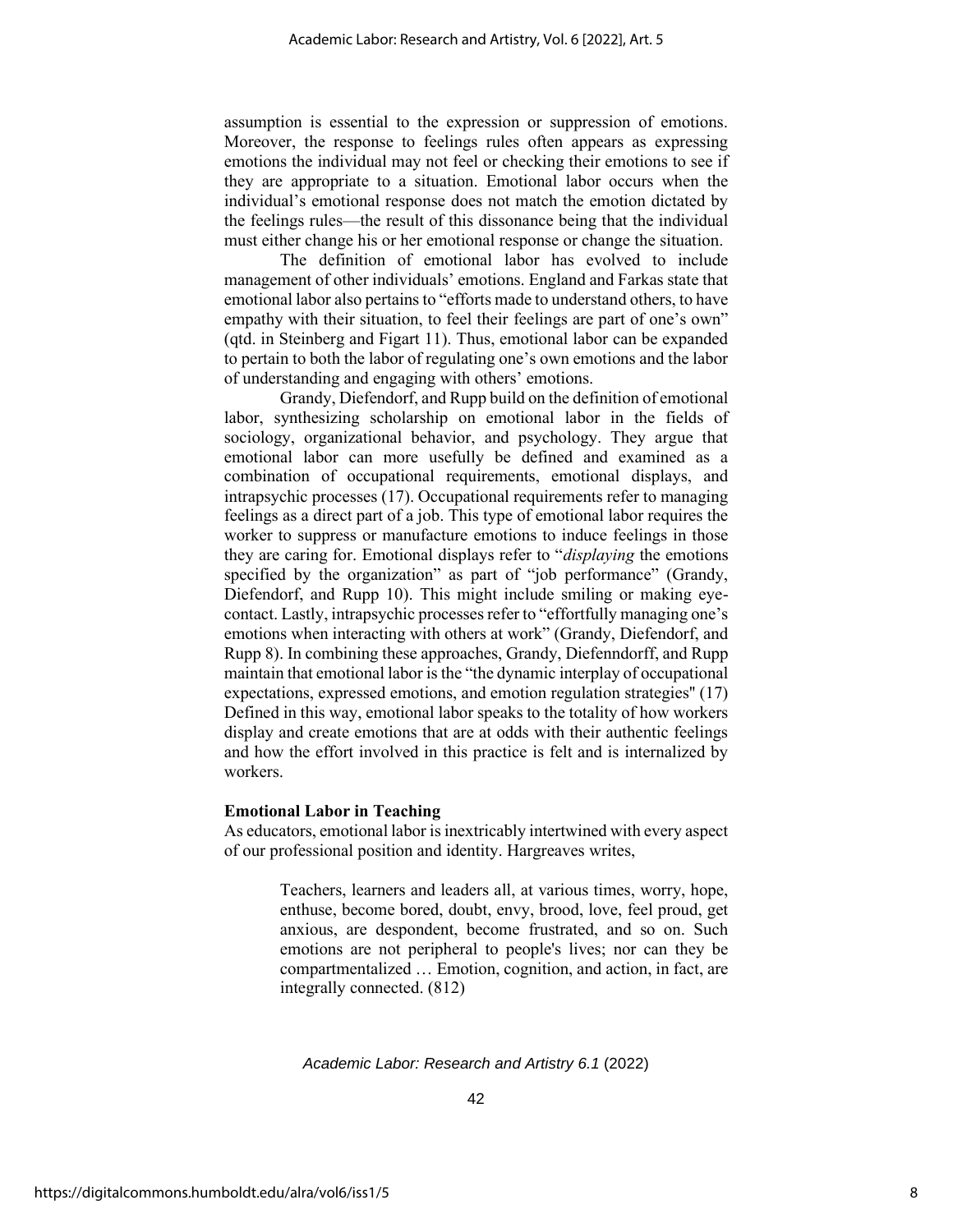assumption is essential to the expression or suppression of emotions. Moreover, the response to feelings rules often appears as expressing emotions the individual may not feel or checking their emotions to see if they are appropriate to a situation. Emotional labor occurs when the individual's emotional response does not match the emotion dictated by the feelings rules—the result of this dissonance being that the individual must either change his or her emotional response or change the situation.

The definition of emotional labor has evolved to include management of other individuals' emotions. England and Farkas state that emotional labor also pertains to "efforts made to understand others, to have empathy with their situation, to feel their feelings are part of one's own" (qtd. in Steinberg and Figart 11). Thus, emotional labor can be expanded to pertain to both the labor of regulating one's own emotions and the labor of understanding and engaging with others' emotions.

Grandy, Diefendorf, and Rupp build on the definition of emotional labor, synthesizing scholarship on emotional labor in the fields of sociology, organizational behavior, and psychology. They argue that emotional labor can more usefully be defined and examined as a combination of occupational requirements, emotional displays, and intrapsychic processes (17). Occupational requirements refer to managing feelings as a direct part of a job. This type of emotional labor requires the worker to suppress or manufacture emotions to induce feelings in those they are caring for. Emotional displays refer to "*displaying* the emotions specified by the organization" as part of "job performance" (Grandy, Diefendorf, and Rupp 10). This might include smiling or making eye-contact. Lastly, intrapsychic processes refer to "effortfully managing one's emotions when interacting with others at work" (Grandy, Diefendorf, and Rupp 8). In combining these approaches, Grandy, Diefenndorff, and Rupp maintain that emotional labor is the "the dynamic interplay of occupational expectations, expressed emotions, and emotion regulation strategies" (17) Defined in this way, emotional labor speaks to the totality of how workers display and create emotions that are at odds with their authentic feelings and how the effort involved in this practice is felt and is internalized by workers.

### Emotional Labor in Teaching

As educators, emotional labor is inextricably intertwined with every aspect of our professional position and identity. Hargreaves writes,

> Teachers, learners and leaders all, at various times, worry, hope, enthuse, become bored, doubt, envy, brood, love, feel proud, get anxious, are despondent, become frustrated, and so on. Such emotions are not peripheral to people's lives; nor can they be compartmentalized … Emotion, cognition, and action, in fact, are integrally connected. (812)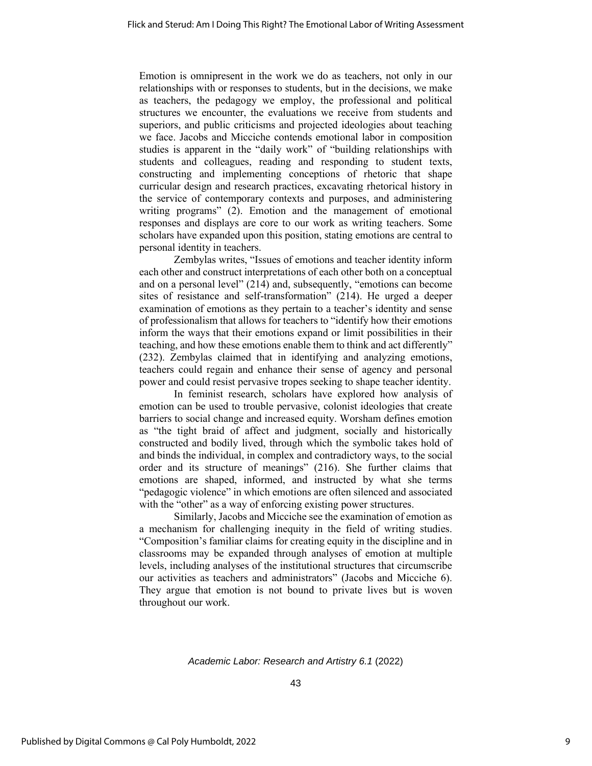Emotion is omnipresent in the work we do as teachers, not only in our relationships with or responses to students, but in the decisions, we make as teachers, the pedagogy we employ, the professional and political structures we encounter, the evaluations we receive from students and superiors, and public criticisms and projected ideologies about teaching we face. Jacobs and Micciche contends emotional labor in composition studies is apparent in the "daily work" of "building relationships with students and colleagues, reading and responding to student texts, constructing and implementing conceptions of rhetoric that shape curricular design and research practices, excavating rhetorical history in the service of contemporary contexts and purposes, and administering writing programs" (2). Emotion and the management of emotional responses and displays are core to our work as writing teachers. Some scholars have expanded upon this position, stating emotions are central to personal identity in teachers.

Zembylas writes, "Issues of emotions and teacher identity inform each other and construct interpretations of each other both on a conceptual and on a personal level" (214) and, subsequently, "emotions can become sites of resistance and self-transformation" (214). He urged a deeper examination of emotions as they pertain to a teacher's identity and sense of professionalism that allows for teachers to "identify how their emotions inform the ways that their emotions expand or limit possibilities in their teaching, and how these emotions enable them to think and act differently" (232). Zembylas claimed that in identifying and analyzing emotions, teachers could regain and enhance their sense of agency and personal power and could resist pervasive tropes seeking to shape teacher identity.

In feminist research, scholars have explored how analysis of emotion can be used to trouble pervasive, colonist ideologies that create barriers to social change and increased equity. Worsham defines emotion as "the tight braid of affect and judgment, socially and historically constructed and bodily lived, through which the symbolic takes hold of and binds the individual, in complex and contradictory ways, to the social order and its structure of meanings" (216). She further claims that emotions are shaped, informed, and instructed by what she terms "pedagogic violence" in which emotions are often silenced and associated with the "other" as a way of enforcing existing power structures.

Similarly, Jacobs and Micciche see the examination of emotion as a mechanism for challenging inequity in the field of writing studies. "Composition's familiar claims for creating equity in the discipline and in classrooms may be expanded through analyses of emotion at multiple levels, including analyses of the institutional structures that circumscribe our activities as teachers and administrators" (Jacobs and Micciche 6). They argue that emotion is not bound to private lives but is woven throughout our work.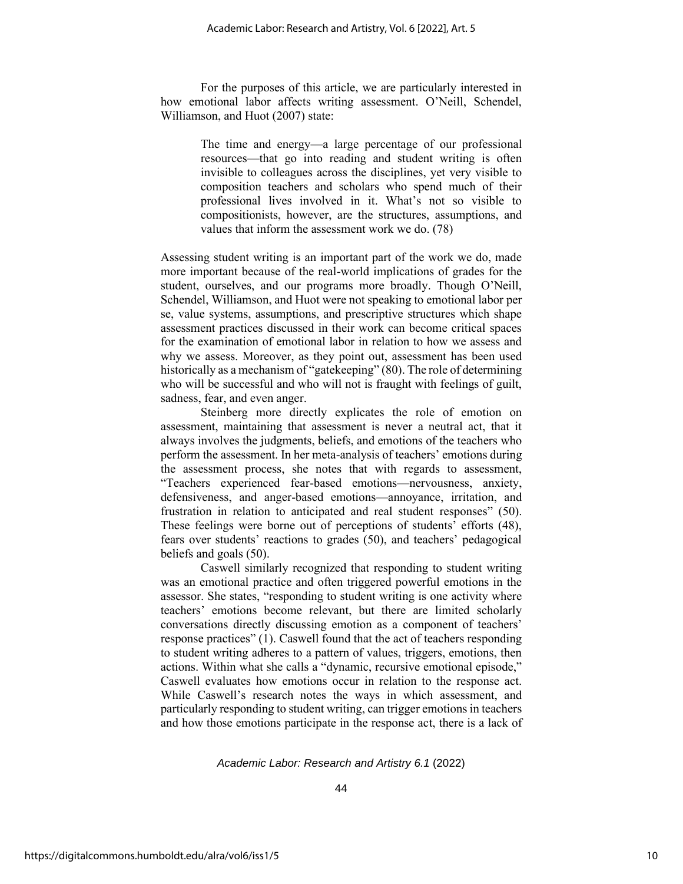For the purposes of this article, we are particularly interested in how emotional labor affects writing assessment. O'Neill, Schendel, Williamson, and Huot (2007) state:

> The time and energy—a large percentage of our professional resources—that go into reading and student writing is often invisible to colleagues across the disciplines, yet very visible to composition teachers and scholars who spend much of their professional lives involved in it. What's not so visible to compositionists, however, are the structures, assumptions, and values that inform the assessment work we do. (78)

Assessing student writing is an important part of the work we do, made more important because of the real-world implications of grades for the student, ourselves, and our programs more broadly. Though O'Neill, Schendel, Williamson, and Huot were not speaking to emotional labor per se, value systems, assumptions, and prescriptive structures which shape assessment practices discussed in their work can become critical spaces for the examination of emotional labor in relation to how we assess and why we assess. Moreover, as they point out, assessment has been used historically as a mechanism of "gatekeeping" (80). The role of determining who will be successful and who will not is fraught with feelings of guilt, sadness, fear, and even anger.

Steinberg more directly explicates the role of emotion on assessment, maintaining that assessment is never a neutral act, that it always involves the judgments, beliefs, and emotions of the teachers who perform the assessment. In her meta-analysis of teachers' emotions during the assessment process, she notes that with regards to assessment, "Teachers experienced fear-based emotions—nervousness, anxiety, defensiveness, and anger-based emotions—annoyance, irritation, and frustration in relation to anticipated and real student responses" (50). These feelings were borne out of perceptions of students' efforts (48), fears over students' reactions to grades (50), and teachers' pedagogical beliefs and goals (50).

Caswell similarly recognized that responding to student writing was an emotional practice and often triggered powerful emotions in the assessor. She states, "responding to student writing is one activity where teachers' emotions become relevant, but there are limited scholarly conversations directly discussing emotion as a component of teachers' response practices" (1). Caswell found that the act of teachers responding to student writing adheres to a pattern of values, triggers, emotions, then actions. Within what she calls a "dynamic, recursive emotional episode," Caswell evaluates how emotions occur in relation to the response act. While Caswell's research notes the ways in which assessment, and particularly responding to student writing, can trigger emotions in teachers and how those emotions participate in the response act, there is a lack of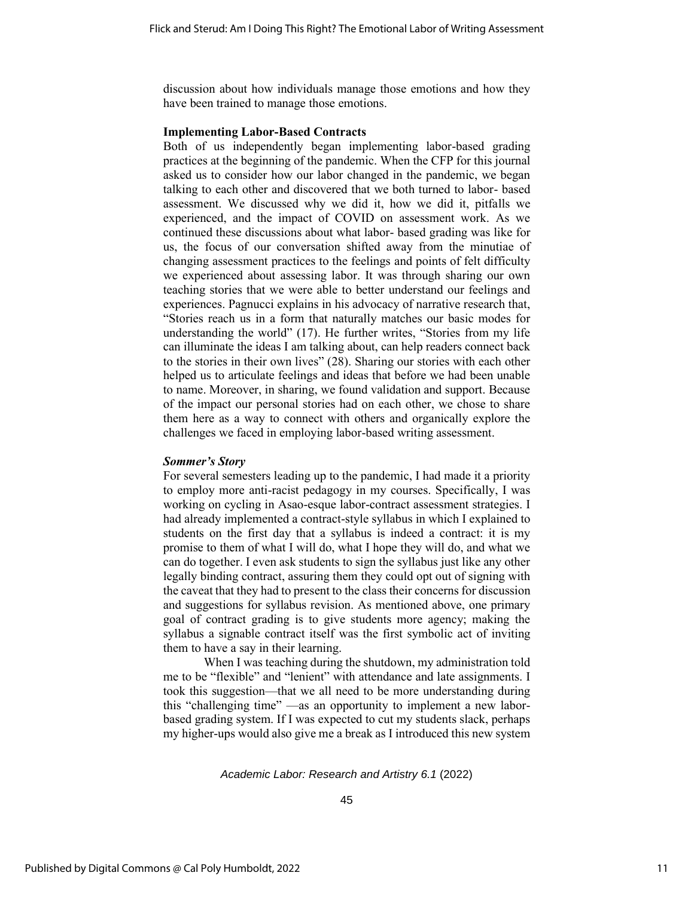discussion about how individuals manage those emotions and how they have been trained to manage those emotions.

### Implementing Labor-Based Contracts

Both of us independently began implementing labor-based grading practices at the beginning of the pandemic. When the CFP for this journal asked us to consider how our labor changed in the pandemic, we began talking to each other and discovered that we both turned to labor- based assessment. We discussed why we did it, how we did it, pitfalls we experienced, and the impact of COVID on assessment work. As we continued these discussions about what labor- based grading was like for us, the focus of our conversation shifted away from the minutiae of changing assessment practices to the feelings and points of felt difficulty we experienced about assessing labor. It was through sharing our own teaching stories that we were able to better understand our feelings and experiences. Pagnucci explains in his advocacy of narrative research that, "Stories reach us in a form that naturally matches our basic modes for understanding the world" (17). He further writes, "Stories from my life can illuminate the ideas I am talking about, can help readers connect back to the stories in their own lives" (28). Sharing our stories with each other helped us to articulate feelings and ideas that before we had been unable to name. Moreover, in sharing, we found validation and support. Because of the impact our personal stories had on each other, we chose to share them here as a way to connect with others and organically explore the challenges we faced in employing labor-based writing assessment.

#### *Sommer's Story*

For several semesters leading up to the pandemic, I had made it a priority to employ more anti-racist pedagogy in my courses. Specifically, I was working on cycling in Asao-esque labor-contract assessment strategies. I had already implemented a contract-style syllabus in which I explained to students on the first day that a syllabus is indeed a contract: it is my promise to them of what I will do, what I hope they will do, and what we can do together. I even ask students to sign the syllabus just like any other legally binding contract, assuring them they could opt out of signing with the caveat that they had to present to the class their concerns for discussion and suggestions for syllabus revision. As mentioned above, one primary goal of contract grading is to give students more agency; making the syllabus a signable contract itself was the first symbolic act of inviting them to have a say in their learning.

When I was teaching during the shutdown, my administration told me to be "flexible" and "lenient" with attendance and late assignments. I took this suggestion—that we all need to be more understanding during this "challenging time" —as an opportunity to implement a new labor-based grading system. If I was expected to cut my students slack, perhaps my higher-ups would also give me a break as I introduced this new system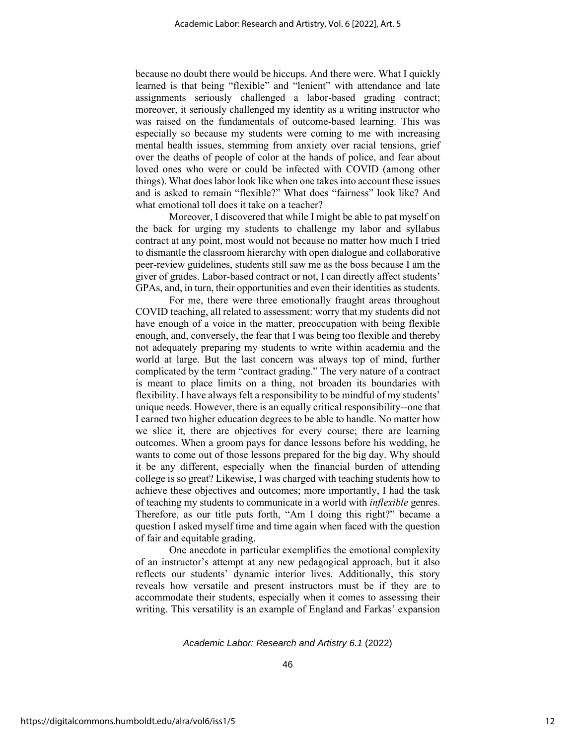because no doubt there would be hiccups. And there were. What I quickly learned is that being "flexible" and "lenient" with attendance and late assignments seriously challenged a labor-based grading contract; moreover, it seriously challenged my identity as a writing instructor who was raised on the fundamentals of outcome-based learning. This was especially so because my students were coming to me with increasing mental health issues, stemming from anxiety over racial tensions, grief over the deaths of people of color at the hands of police, and fear about loved ones who were or could be infected with COVID (among other things). What does labor look like when one takes into account these issues and is asked to remain "flexible?" What does "fairness" look like? And what emotional toll does it take on a teacher?

Moreover, I discovered that while I might be able to pat myself on the back for urging my students to challenge my labor and syllabus contract at any point, most would not because no matter how much I tried to dismantle the classroom hierarchy with open dialogue and collaborative peer-review guidelines, students still saw me as the boss because I am the giver of grades. Labor-based contract or not, I can directly affect students' GPAs, and, in turn, their opportunities and even their identities as students.

For me, there were three emotionally fraught areas throughout COVID teaching, all related to assessment: worry that my students did not have enough of a voice in the matter, preoccupation with being flexible enough, and, conversely, the fear that I was being too flexible and thereby not adequately preparing my students to write within academia and the world at large. But the last concern was always top of mind, further complicated by the term "contract grading." The very nature of a contract is meant to place limits on a thing, not broaden its boundaries with flexibility. I have always felt a responsibility to be mindful of my students' unique needs. However, there is an equally critical responsibility--one that I earned two higher education degrees to be able to handle. No matter how we slice it, there are objectives for every course; there are learning outcomes. When a groom pays for dance lessons before his wedding, he wants to come out of those lessons prepared for the big day. Why should it be any different, especially when the financial burden of attending college is so great? Likewise, I was charged with teaching students how to achieve these objectives and outcomes; more importantly, I had the task of teaching my students to communicate in a world with *inflexible* genres. Therefore, as our title puts forth, "Am I doing this right?" became a question I asked myself time and time again when faced with the question of fair and equitable grading.

One anecdote in particular exemplifies the emotional complexity of an instructor's attempt at any new pedagogical approach, but it also reflects our students' dynamic interior lives. Additionally, this story reveals how versatile and present instructors must be if they are to accommodate their students, especially when it comes to assessing their writing. This versatility is an example of England and Farkas' expansion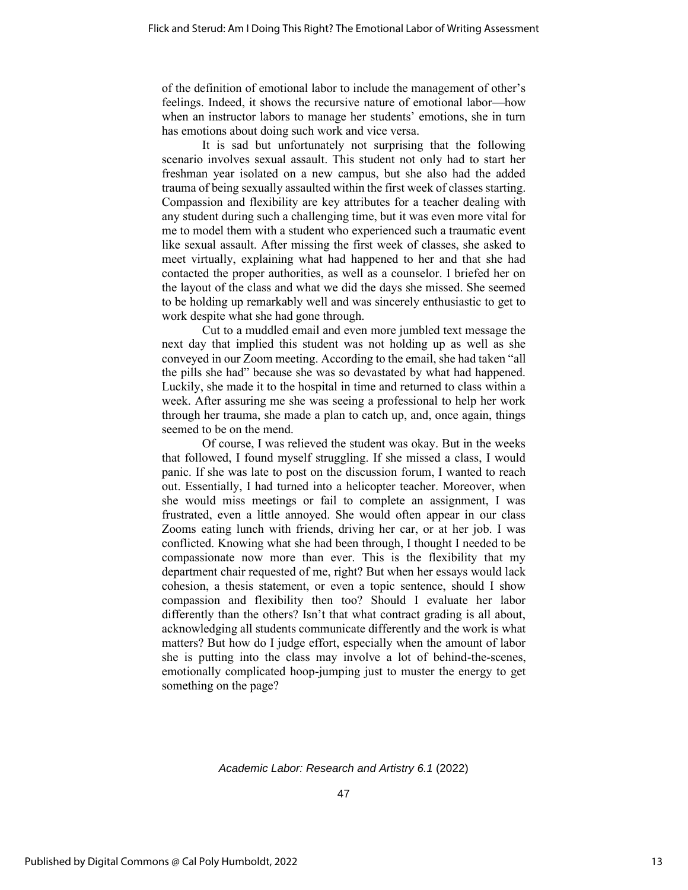of the definition of emotional labor to include the management of other's feelings. Indeed, it shows the recursive nature of emotional labor—how when an instructor labors to manage her students' emotions, she in turn has emotions about doing such work and vice versa.

It is sad but unfortunately not surprising that the following scenario involves sexual assault. This student not only had to start her freshman year isolated on a new campus, but she also had the added trauma of being sexually assaulted within the first week of classes starting. Compassion and flexibility are key attributes for a teacher dealing with any student during such a challenging time, but it was even more vital for me to model them with a student who experienced such a traumatic event like sexual assault. After missing the first week of classes, she asked to meet virtually, explaining what had happened to her and that she had contacted the proper authorities, as well as a counselor. I briefed her on the layout of the class and what we did the days she missed. She seemed to be holding up remarkably well and was sincerely enthusiastic to get to work despite what she had gone through.

Cut to a muddled email and even more jumbled text message the next day that implied this student was not holding up as well as she conveyed in our Zoom meeting. According to the email, she had taken "all the pills she had" because she was so devastated by what had happened. Luckily, she made it to the hospital in time and returned to class within a week. After assuring me she was seeing a professional to help her work through her trauma, she made a plan to catch up, and, once again, things seemed to be on the mend.

Of course, I was relieved the student was okay. But in the weeks that followed, I found myself struggling. If she missed a class, I would panic. If she was late to post on the discussion forum, I wanted to reach out. Essentially, I had turned into a helicopter teacher. Moreover, when she would miss meetings or fail to complete an assignment, I was frustrated, even a little annoyed. She would often appear in our class Zooms eating lunch with friends, driving her car, or at her job. I was conflicted. Knowing what she had been through, I thought I needed to be compassionate now more than ever. This is the flexibility that my department chair requested of me, right? But when her essays would lack cohesion, a thesis statement, or even a topic sentence, should I show compassion and flexibility then too? Should I evaluate her labor differently than the others? Isn't that what contract grading is all about, acknowledging all students communicate differently and the work is what matters? But how do I judge effort, especially when the amount of labor she is putting into the class may involve a lot of behind-the-scenes, emotionally complicated hoop-jumping just to muster the energy to get something on the page?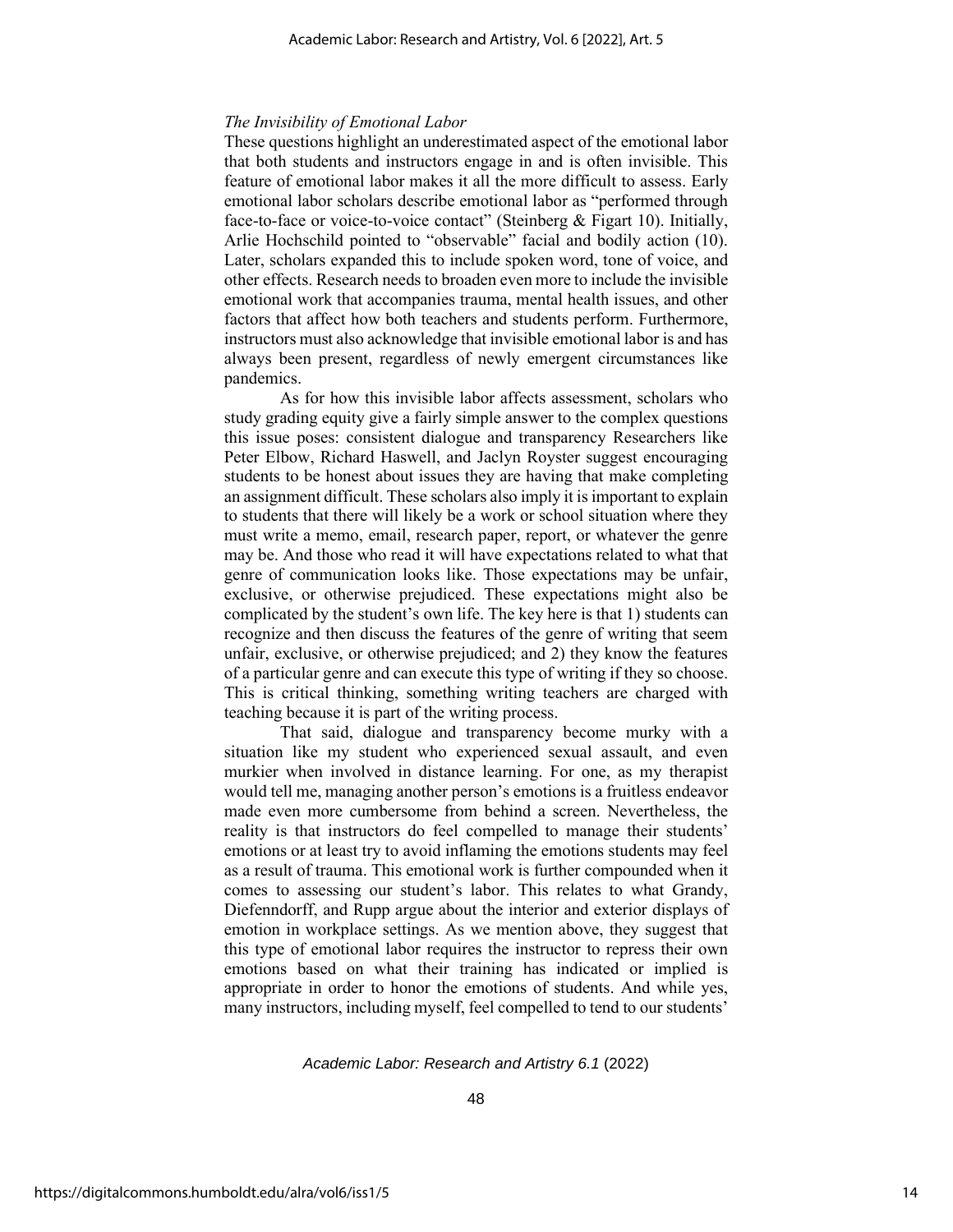*The Invisibility of Emotional Labor*

These questions highlight an underestimated aspect of the emotional labor that both students and instructors engage in and is often invisible. This feature of emotional labor makes it all the more difficult to assess. Early emotional labor scholars describe emotional labor as "performed through face-to-face or voice-to-voice contact" (Steinberg & Figart 10). Initially, Arlie Hochschild pointed to "observable" facial and bodily action (10). Later, scholars expanded this to include spoken word, tone of voice, and other effects. Research needs to broaden even more to include the invisible emotional work that accompanies trauma, mental health issues, and other factors that affect how both teachers and students perform. Furthermore, instructors must also acknowledge that invisible emotional labor is and has always been present, regardless of newly emergent circumstances like pandemics.

As for how this invisible labor affects assessment, scholars who study grading equity give a fairly simple answer to the complex questions this issue poses: consistent dialogue and transparency Researchers like Peter Elbow, Richard Haswell, and Jaclyn Royster suggest encouraging students to be honest about issues they are having that make completing an assignment difficult. These scholars also imply it is important to explain to students that there will likely be a work or school situation where they must write a memo, email, research paper, report, or whatever the genre may be. And those who read it will have expectations related to what that genre of communication looks like. Those expectations may be unfair, exclusive, or otherwise prejudiced. These expectations might also be complicated by the student's own life. The key here is that 1) students can recognize and then discuss the features of the genre of writing that seem unfair, exclusive, or otherwise prejudiced; and 2) they know the features of a particular genre and can execute this type of writing if they so choose. This is critical thinking, something writing teachers are charged with teaching because it is part of the writing process.

That said, dialogue and transparency become murky with a situation like my student who experienced sexual assault, and even murkier when involved in distance learning. For one, as my therapist would tell me, managing another person's emotions is a fruitless endeavor made even more cumbersome from behind a screen. Nevertheless, the reality is that instructors do feel compelled to manage their students' emotions or at least try to avoid inflaming the emotions students may feel as a result of trauma. This emotional work is further compounded when it comes to assessing our student's labor. This relates to what Grandy, Diefenndorff, and Rupp argue about the interior and exterior displays of emotion in workplace settings. As we mention above, they suggest that this type of emotional labor requires the instructor to repress their own emotions based on what their training has indicated or implied is appropriate in order to honor the emotions of students. And while yes, many instructors, including myself, feel compelled to tend to our students'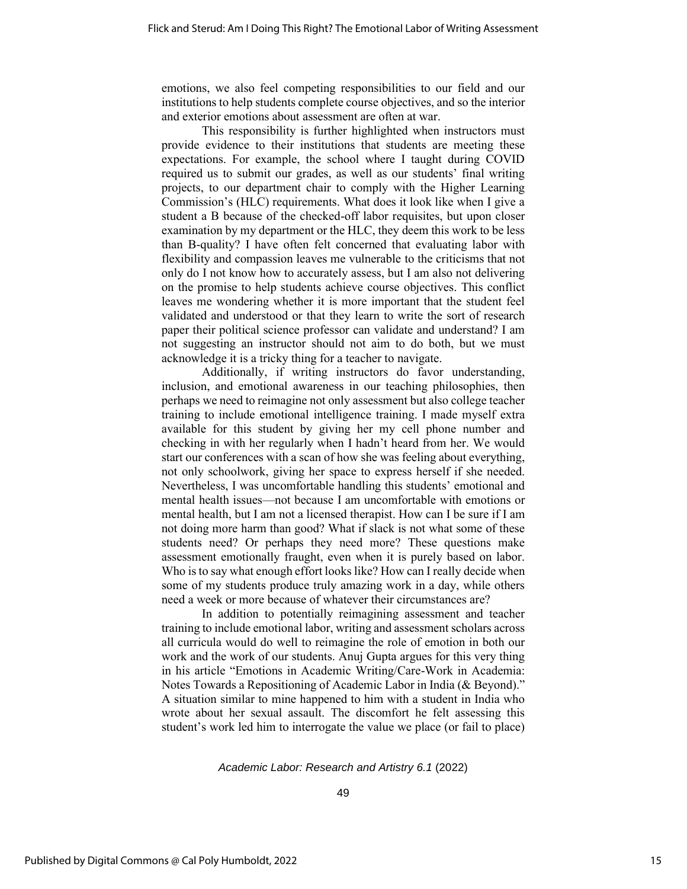emotions, we also feel competing responsibilities to our field and our institutions to help students complete course objectives, and so the interior and exterior emotions about assessment are often at war.

This responsibility is further highlighted when instructors must provide evidence to their institutions that students are meeting these expectations. For example, the school where I taught during COVID required us to submit our grades, as well as our students' final writing projects, to our department chair to comply with the Higher Learning Commission's (HLC) requirements. What does it look like when I give a student a B because of the checked-off labor requisites, but upon closer examination by my department or the HLC, they deem this work to be less than B-quality? I have often felt concerned that evaluating labor with flexibility and compassion leaves me vulnerable to the criticisms that not only do I not know how to accurately assess, but I am also not delivering on the promise to help students achieve course objectives. This conflict leaves me wondering whether it is more important that the student feel validated and understood or that they learn to write the sort of research paper their political science professor can validate and understand? I am not suggesting an instructor should not aim to do both, but we must acknowledge it is a tricky thing for a teacher to navigate.

Additionally, if writing instructors do favor understanding, inclusion, and emotional awareness in our teaching philosophies, then perhaps we need to reimagine not only assessment but also college teacher training to include emotional intelligence training. I made myself extra available for this student by giving her my cell phone number and checking in with her regularly when I hadn't heard from her. We would start our conferences with a scan of how she was feeling about everything, not only schoolwork, giving her space to express herself if she needed. Nevertheless, I was uncomfortable handling this students' emotional and mental health issues—not because I am uncomfortable with emotions or mental health, but I am not a licensed therapist. How can I be sure if I am not doing more harm than good? What if slack is not what some of these students need? Or perhaps they need more? These questions make assessment emotionally fraught, even when it is purely based on labor. Who is to say what enough effort looks like? How can I really decide when some of my students produce truly amazing work in a day, while others need a week or more because of whatever their circumstances are?

In addition to potentially reimagining assessment and teacher training to include emotional labor, writing and assessment scholars across all curricula would do well to reimagine the role of emotion in both our work and the work of our students. Anuj Gupta argues for this very thing in his article "Emotions in Academic Writing/Care-Work in Academia: Notes Towards a Repositioning of Academic Labor in India (& Beyond)." A situation similar to mine happened to him with a student in India who wrote about her sexual assault. The discomfort he felt assessing this student's work led him to interrogate the value we place (or fail to place)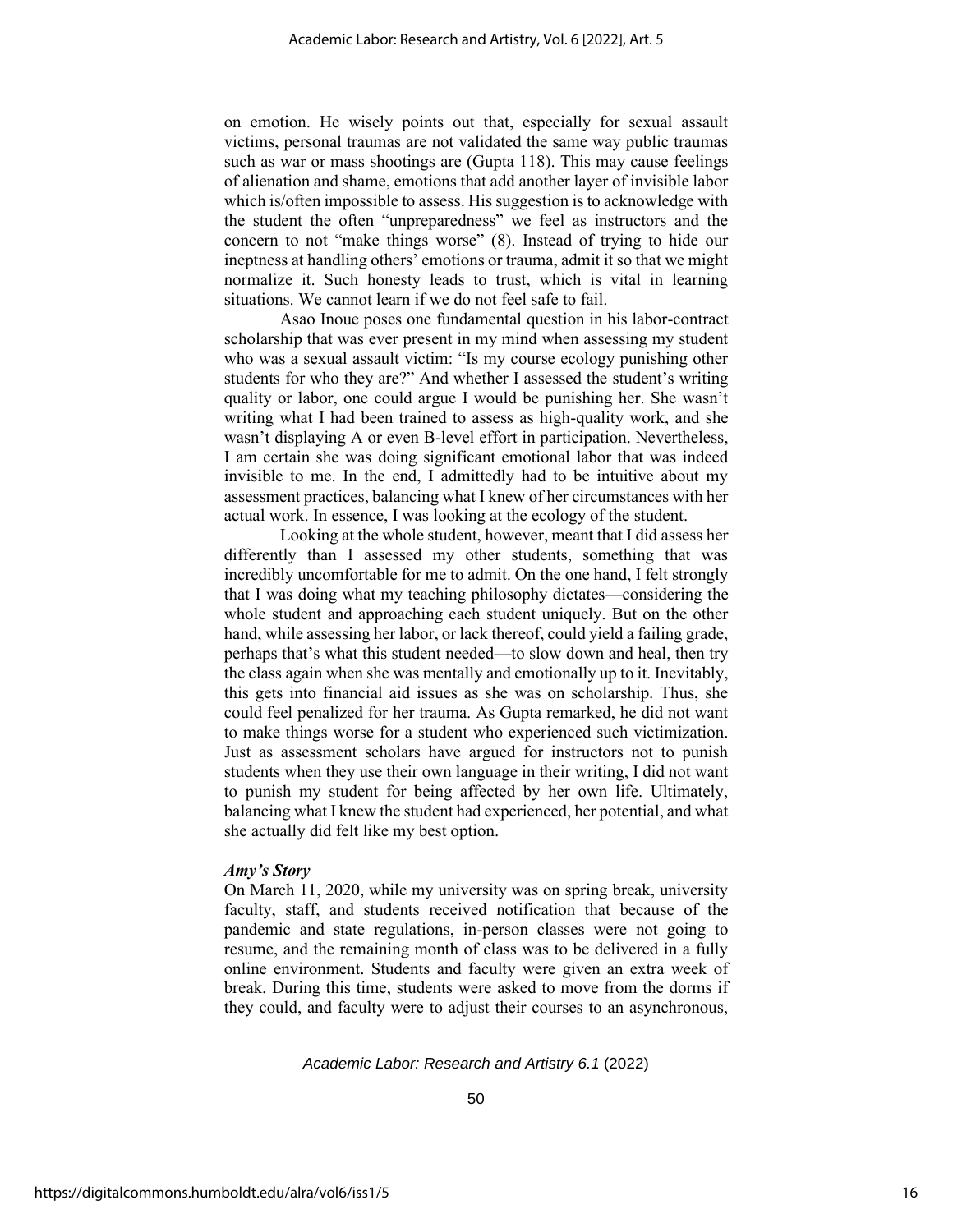on emotion. He wisely points out that, especially for sexual assault victims, personal traumas are not validated the same way public traumas such as war or mass shootings are (Gupta 118). This may cause feelings of alienation and shame, emotions that add another layer of invisible labor which is/often impossible to assess. His suggestion is to acknowledge with the student the often "unpreparedness" we feel as instructors and the concern to not "make things worse" (8). Instead of trying to hide our ineptness at handling others' emotions or trauma, admit it so that we might normalize it. Such honesty leads to trust, which is vital in learning situations. We cannot learn if we do not feel safe to fail.

Asao Inoue poses one fundamental question in his labor-contract scholarship that was ever present in my mind when assessing my student who was a sexual assault victim: "Is my course ecology punishing other students for who they are?" And whether I assessed the student's writing quality or labor, one could argue I would be punishing her. She wasn't writing what I had been trained to assess as high-quality work, and she wasn't displaying A or even B-level effort in participation. Nevertheless, I am certain she was doing significant emotional labor that was indeed invisible to me. In the end, I admittedly had to be intuitive about my assessment practices, balancing what I knew of her circumstances with her actual work. In essence, I was looking at the ecology of the student.

Looking at the whole student, however, meant that I did assess her differently than I assessed my other students, something that was incredibly uncomfortable for me to admit. On the one hand, I felt strongly that I was doing what my teaching philosophy dictates—considering the whole student and approaching each student uniquely. But on the other hand, while assessing her labor, or lack thereof, could yield a failing grade, perhaps that's what this student needed—to slow down and heal, then try the class again when she was mentally and emotionally up to it. Inevitably, this gets into financial aid issues as she was on scholarship. Thus, she could feel penalized for her trauma. As Gupta remarked, he did not want to make things worse for a student who experienced such victimization. Just as assessment scholars have argued for instructors not to punish students when they use their own language in their writing, I did not want to punish my student for being affected by her own life. Ultimately, balancing what I knew the student had experienced, her potential, and what she actually did felt like my best option.

### *Amy's Story*

On March 11, 2020, while my university was on spring break, university faculty, staff, and students received notification that because of the pandemic and state regulations, in-person classes were not going to resume, and the remaining month of class was to be delivered in a fully online environment. Students and faculty were given an extra week of break. During this time, students were asked to move from the dorms if they could, and faculty were to adjust their courses to an asynchronous,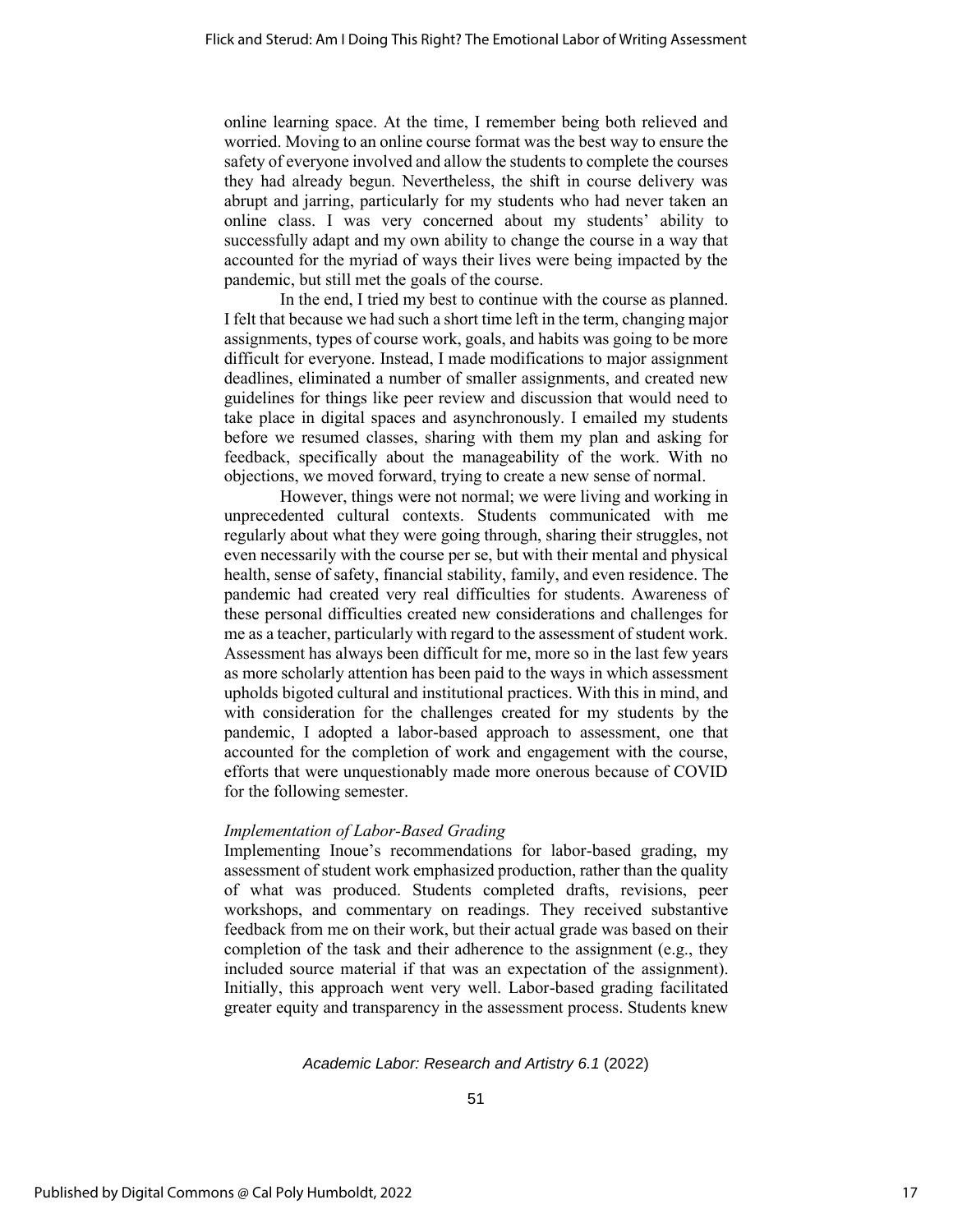online learning space. At the time, I remember being both relieved and worried. Moving to an online course format was the best way to ensure the safety of everyone involved and allow the students to complete the courses they had already begun. Nevertheless, the shift in course delivery was abrupt and jarring, particularly for my students who had never taken an online class. I was very concerned about my students' ability to successfully adapt and my own ability to change the course in a way that accounted for the myriad of ways their lives were being impacted by the pandemic, but still met the goals of the course.

In the end, I tried my best to continue with the course as planned. I felt that because we had such a short time left in the term, changing major assignments, types of course work, goals, and habits was going to be more difficult for everyone. Instead, I made modifications to major assignment deadlines, eliminated a number of smaller assignments, and created new guidelines for things like peer review and discussion that would need to take place in digital spaces and asynchronously. I emailed my students before we resumed classes, sharing with them my plan and asking for feedback, specifically about the manageability of the work. With no objections, we moved forward, trying to create a new sense of normal.

However, things were not normal; we were living and working in unprecedented cultural contexts. Students communicated with me regularly about what they were going through, sharing their struggles, not even necessarily with the course per se, but with their mental and physical health, sense of safety, financial stability, family, and even residence. The pandemic had created very real difficulties for students. Awareness of these personal difficulties created new considerations and challenges for me as a teacher, particularly with regard to the assessment of student work. Assessment has always been difficult for me, more so in the last few years as more scholarly attention has been paid to the ways in which assessment upholds bigoted cultural and institutional practices. With this in mind, and with consideration for the challenges created for my students by the pandemic, I adopted a labor-based approach to assessment, one that accounted for the completion of work and engagement with the course, efforts that were unquestionably made more onerous because of COVID for the following semester.

*Implementation of Labor-Based Grading*

Implementing Inoue's recommendations for labor-based grading, my assessment of student work emphasized production, rather than the quality of what was produced. Students completed drafts, revisions, peer workshops, and commentary on readings. They received substantive feedback from me on their work, but their actual grade was based on their completion of the task and their adherence to the assignment (e.g., they included source material if that was an expectation of the assignment). Initially, this approach went very well. Labor-based grading facilitated greater equity and transparency in the assessment process. Students knew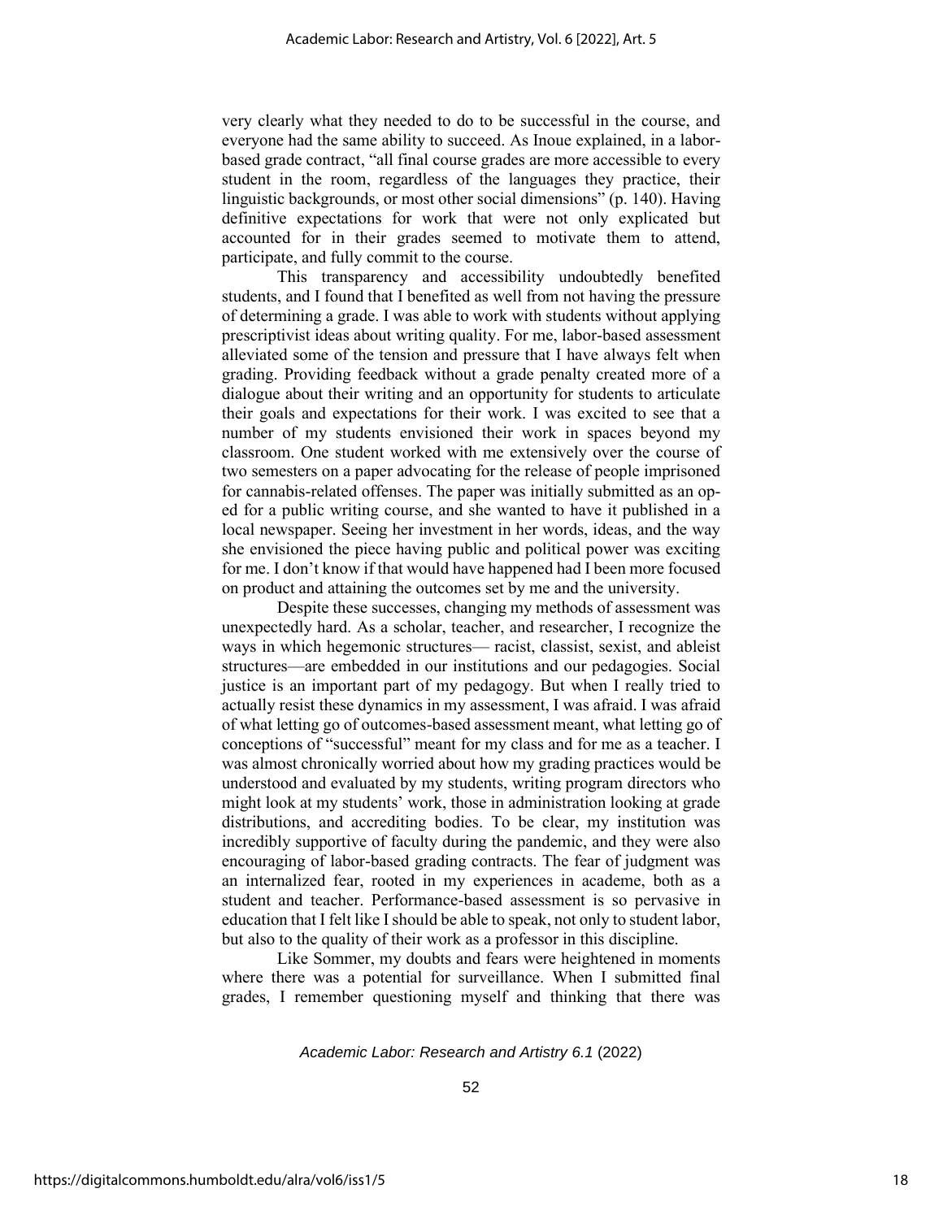very clearly what they needed to do to be successful in the course, and everyone had the same ability to succeed. As Inoue explained, in a labor-based grade contract, "all final course grades are more accessible to every student in the room, regardless of the languages they practice, their linguistic backgrounds, or most other social dimensions" (p. 140). Having definitive expectations for work that were not only explicated but accounted for in their grades seemed to motivate them to attend, participate, and fully commit to the course.

This transparency and accessibility undoubtedly benefited students, and I found that I benefited as well from not having the pressure of determining a grade. I was able to work with students without applying prescriptivist ideas about writing quality. For me, labor-based assessment alleviated some of the tension and pressure that I have always felt when grading. Providing feedback without a grade penalty created more of a dialogue about their writing and an opportunity for students to articulate their goals and expectations for their work. I was excited to see that a number of my students envisioned their work in spaces beyond my classroom. One student worked with me extensively over the course of two semesters on a paper advocating for the release of people imprisoned for cannabis-related offenses. The paper was initially submitted as an op-ed for a public writing course, and she wanted to have it published in a local newspaper. Seeing her investment in her words, ideas, and the way she envisioned the piece having public and political power was exciting for me. I don't know if that would have happened had I been more focused on product and attaining the outcomes set by me and the university.

Despite these successes, changing my methods of assessment was unexpectedly hard. As a scholar, teacher, and researcher, I recognize the ways in which hegemonic structures— racist, classist, sexist, and ableist structures—are embedded in our institutions and our pedagogies. Social justice is an important part of my pedagogy. But when I really tried to actually resist these dynamics in my assessment, I was afraid. I was afraid of what letting go of outcomes-based assessment meant, what letting go of conceptions of "successful" meant for my class and for me as a teacher. I was almost chronically worried about how my grading practices would be understood and evaluated by my students, writing program directors who might look at my students' work, those in administration looking at grade distributions, and accrediting bodies. To be clear, my institution was incredibly supportive of faculty during the pandemic, and they were also encouraging of labor-based grading contracts. The fear of judgment was an internalized fear, rooted in my experiences in academe, both as a student and teacher. Performance-based assessment is so pervasive in education that I felt like I should be able to speak, not only to student labor, but also to the quality of their work as a professor in this discipline.

Like Sommer, my doubts and fears were heightened in moments where there was a potential for surveillance. When I submitted final grades, I remember questioning myself and thinking that there was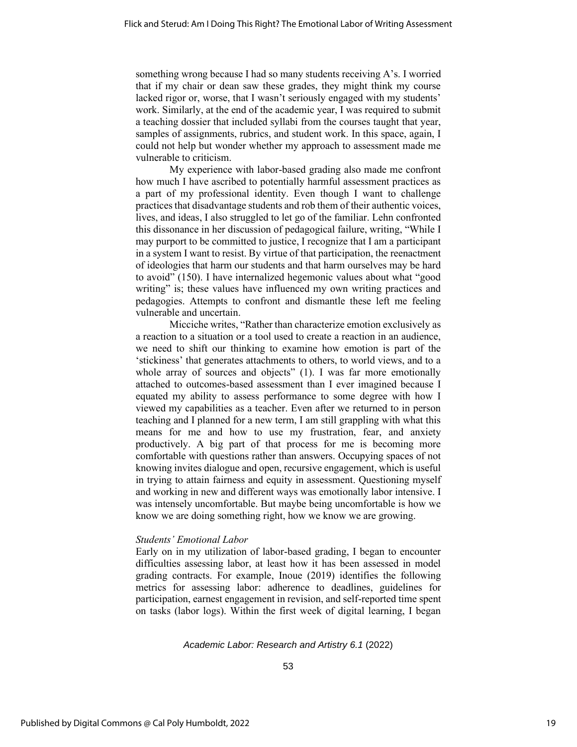something wrong because I had so many students receiving A's. I worried that if my chair or dean saw these grades, they might think my course lacked rigor or, worse, that I wasn't seriously engaged with my students' work. Similarly, at the end of the academic year, I was required to submit a teaching dossier that included syllabi from the courses taught that year, samples of assignments, rubrics, and student work. In this space, again, I could not help but wonder whether my approach to assessment made me vulnerable to criticism.

My experience with labor-based grading also made me confront how much I have ascribed to potentially harmful assessment practices as a part of my professional identity. Even though I want to challenge practices that disadvantage students and rob them of their authentic voices, lives, and ideas, I also struggled to let go of the familiar. Lehn confronted this dissonance in her discussion of pedagogical failure, writing, "While I may purport to be committed to justice, I recognize that I am a participant in a system I want to resist. By virtue of that participation, the reenactment of ideologies that harm our students and that harm ourselves may be hard to avoid" (150). I have internalized hegemonic values about what "good writing" is; these values have influenced my own writing practices and pedagogies. Attempts to confront and dismantle these left me feeling vulnerable and uncertain.

Micciche writes, "Rather than characterize emotion exclusively as a reaction to a situation or a tool used to create a reaction in an audience, we need to shift our thinking to examine how emotion is part of the 'stickiness' that generates attachments to others, to world views, and to a whole array of sources and objects" (1). I was far more emotionally attached to outcomes-based assessment than I ever imagined because I equated my ability to assess performance to some degree with how I viewed my capabilities as a teacher. Even after we returned to in person teaching and I planned for a new term, I am still grappling with what this means for me and how to use my frustration, fear, and anxiety productively. A big part of that process for me is becoming more comfortable with questions rather than answers. Occupying spaces of not knowing invites dialogue and open, recursive engagement, which is useful in trying to attain fairness and equity in assessment. Questioning myself and working in new and different ways was emotionally labor intensive. I was intensely uncomfortable. But maybe being uncomfortable is how we know we are doing something right, how we know we are growing.

*Students' Emotional Labor*

Early on in my utilization of labor-based grading, I began to encounter difficulties assessing labor, at least how it has been assessed in model grading contracts. For example, Inoue (2019) identifies the following metrics for assessing labor: adherence to deadlines, guidelines for participation, earnest engagement in revision, and self-reported time spent on tasks (labor logs). Within the first week of digital learning, I began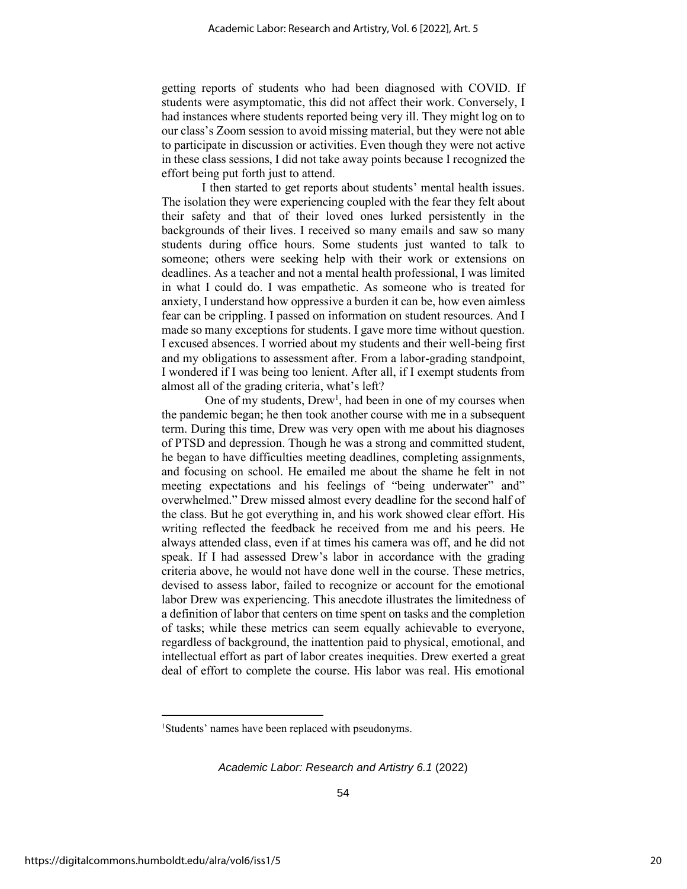getting reports of students who had been diagnosed with COVID. If students were asymptomatic, this did not affect their work. Conversely, I had instances where students reported being very ill. They might log on to our class's Zoom session to avoid missing material, but they were not able to participate in discussion or activities. Even though they were not active in these class sessions, I did not take away points because I recognized the effort being put forth just to attend.

I then started to get reports about students' mental health issues. The isolation they were experiencing coupled with the fear they felt about their safety and that of their loved ones lurked persistently in the backgrounds of their lives. I received so many emails and saw so many students during office hours. Some students just wanted to talk to someone; others were seeking help with their work or extensions on deadlines. As a teacher and not a mental health professional, I was limited in what I could do. I was empathetic. As someone who is treated for anxiety, I understand how oppressive a burden it can be, how even aimless fear can be crippling. I passed on information on student resources. And I made so many exceptions for students. I gave more time without question. I excused absences. I worried about my students and their well-being first and my obligations to assessment after. From a labor-grading standpoint, I wondered if I was being too lenient. After all, if I exempt students from almost all of the grading criteria, what's left?

One of my students, Drew[1], had been in one of my courses when the pandemic began; he then took another course with me in a subsequent term. During this time, Drew was very open with me about his diagnoses of PTSD and depression. Though he was a strong and committed student, he began to have difficulties meeting deadlines, completing assignments, and focusing on school. He emailed me about the shame he felt in not meeting expectations and his feelings of "being underwater" and" overwhelmed." Drew missed almost every deadline for the second half of the class. But he got everything in, and his work showed clear effort. His writing reflected the feedback he received from me and his peers. He always attended class, even if at times his camera was off, and he did not speak. If I had assessed Drew's labor in accordance with the grading criteria above, he would not have done well in the course. These metrics, devised to assess labor, failed to recognize or account for the emotional labor Drew was experiencing. This anecdote illustrates the limitedness of a definition of labor that centers on time spent on tasks and the completion of tasks; while these metrics can seem equally achievable to everyone, regardless of background, the inattention paid to physical, emotional, and intellectual effort as part of labor creates inequities. Drew exerted a great deal of effort to complete the course. His labor was real. His emotional

[1]Students' names have been replaced with pseudonyms.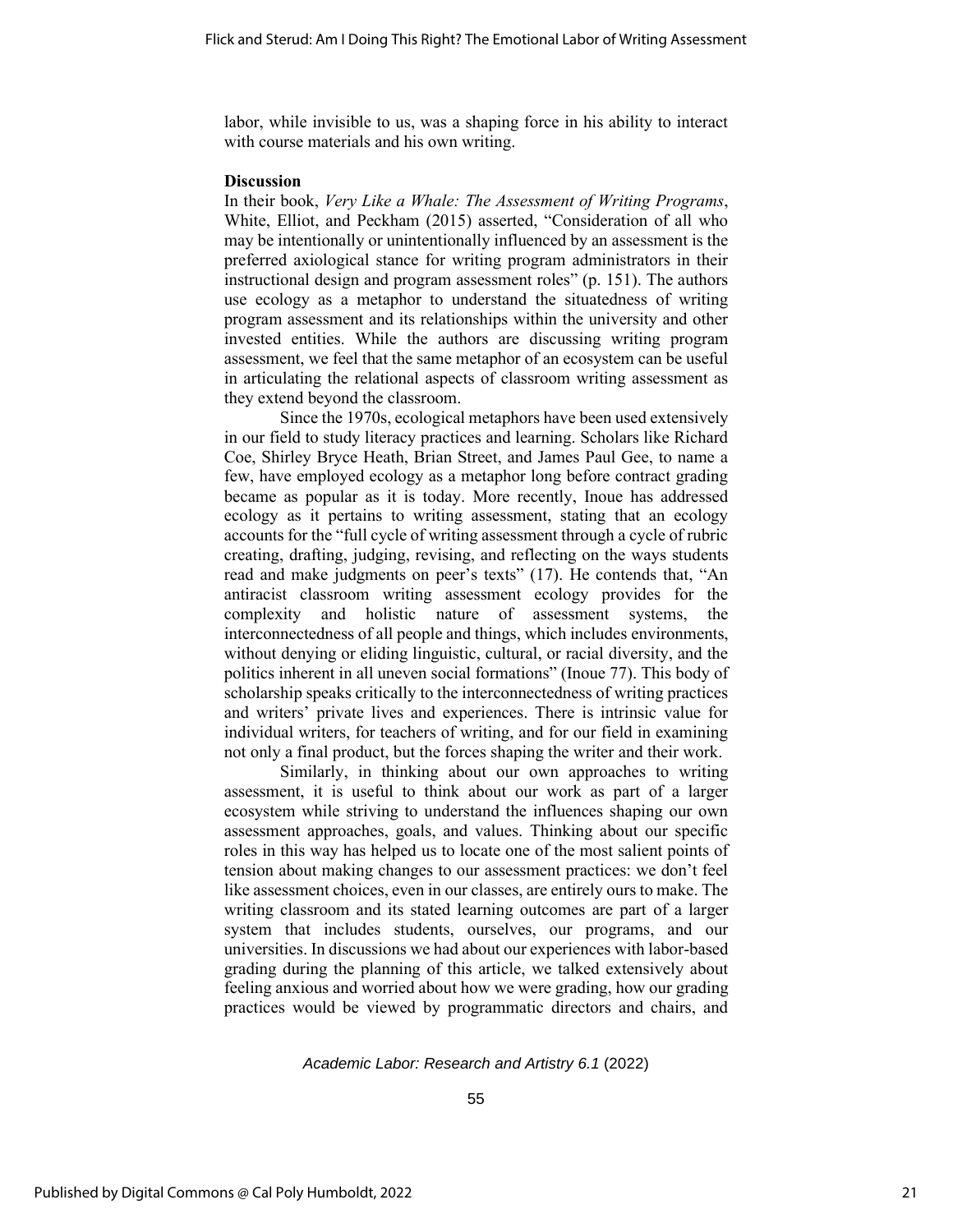labor, while invisible to us, was a shaping force in his ability to interact with course materials and his own writing.

### Discussion

In their book, *Very Like a Whale: The Assessment of Writing Programs*, White, Elliot, and Peckham (2015) asserted, "Consideration of all who may be intentionally or unintentionally influenced by an assessment is the preferred axiological stance for writing program administrators in their instructional design and program assessment roles" (p. 151). The authors use ecology as a metaphor to understand the situatedness of writing program assessment and its relationships within the university and other invested entities. While the authors are discussing writing program assessment, we feel that the same metaphor of an ecosystem can be useful in articulating the relational aspects of classroom writing assessment as they extend beyond the classroom.

Since the 1970s, ecological metaphors have been used extensively in our field to study literacy practices and learning. Scholars like Richard Coe, Shirley Bryce Heath, Brian Street, and James Paul Gee, to name a few, have employed ecology as a metaphor long before contract grading became as popular as it is today. More recently, Inoue has addressed ecology as it pertains to writing assessment, stating that an ecology accounts for the "full cycle of writing assessment through a cycle of rubric creating, drafting, judging, revising, and reflecting on the ways students read and make judgments on peer's texts" (17). He contends that, "An antiracist classroom writing assessment ecology provides for the complexity and holistic nature of assessment systems, the interconnectedness of all people and things, which includes environments, without denying or eliding linguistic, cultural, or racial diversity, and the politics inherent in all uneven social formations" (Inoue 77). This body of scholarship speaks critically to the interconnectedness of writing practices and writers' private lives and experiences. There is intrinsic value for individual writers, for teachers of writing, and for our field in examining not only a final product, but the forces shaping the writer and their work.

Similarly, in thinking about our own approaches to writing assessment, it is useful to think about our work as part of a larger ecosystem while striving to understand the influences shaping our own assessment approaches, goals, and values. Thinking about our specific roles in this way has helped us to locate one of the most salient points of tension about making changes to our assessment practices: we don't feel like assessment choices, even in our classes, are entirely ours to make. The writing classroom and its stated learning outcomes are part of a larger system that includes students, ourselves, our programs, and our universities. In discussions we had about our experiences with labor-based grading during the planning of this article, we talked extensively about feeling anxious and worried about how we were grading, how our grading practices would be viewed by programmatic directors and chairs, and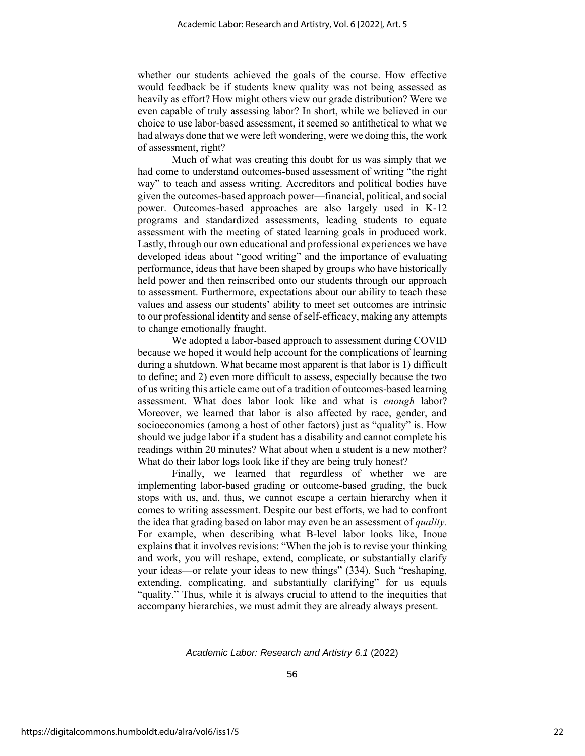whether our students achieved the goals of the course. How effective would feedback be if students knew quality was not being assessed as heavily as effort? How might others view our grade distribution? Were we even capable of truly assessing labor? In short, while we believed in our choice to use labor-based assessment, it seemed so antithetical to what we had always done that we were left wondering, were we doing this, the work of assessment, right?

Much of what was creating this doubt for us was simply that we had come to understand outcomes-based assessment of writing "the right way" to teach and assess writing. Accreditors and political bodies have given the outcomes-based approach power—financial, political, and social power. Outcomes-based approaches are also largely used in K-12 programs and standardized assessments, leading students to equate assessment with the meeting of stated learning goals in produced work. Lastly, through our own educational and professional experiences we have developed ideas about "good writing" and the importance of evaluating performance, ideas that have been shaped by groups who have historically held power and then reinscribed onto our students through our approach to assessment. Furthermore, expectations about our ability to teach these values and assess our students' ability to meet set outcomes are intrinsic to our professional identity and sense of self-efficacy, making any attempts to change emotionally fraught.

We adopted a labor-based approach to assessment during COVID because we hoped it would help account for the complications of learning during a shutdown. What became most apparent is that labor is 1) difficult to define; and 2) even more difficult to assess, especially because the two of us writing this article came out of a tradition of outcomes-based learning assessment. What does labor look like and what is *enough* labor? Moreover, we learned that labor is also affected by race, gender, and socioeconomics (among a host of other factors) just as "quality" is. How should we judge labor if a student has a disability and cannot complete his readings within 20 minutes? What about when a student is a new mother? What do their labor logs look like if they are being truly honest?

Finally, we learned that regardless of whether we are implementing labor-based grading or outcome-based grading, the buck stops with us, and, thus, we cannot escape a certain hierarchy when it comes to writing assessment. Despite our best efforts, we had to confront the idea that grading based on labor may even be an assessment of *quality.* For example, when describing what B-level labor looks like, Inoue explains that it involves revisions: "When the job is to revise your thinking and work, you will reshape, extend, complicate, or substantially clarify your ideas—or relate your ideas to new things" (334). Such "reshaping, extending, complicating, and substantially clarifying" for us equals "quality." Thus, while it is always crucial to attend to the inequities that accompany hierarchies, we must admit they are already always present.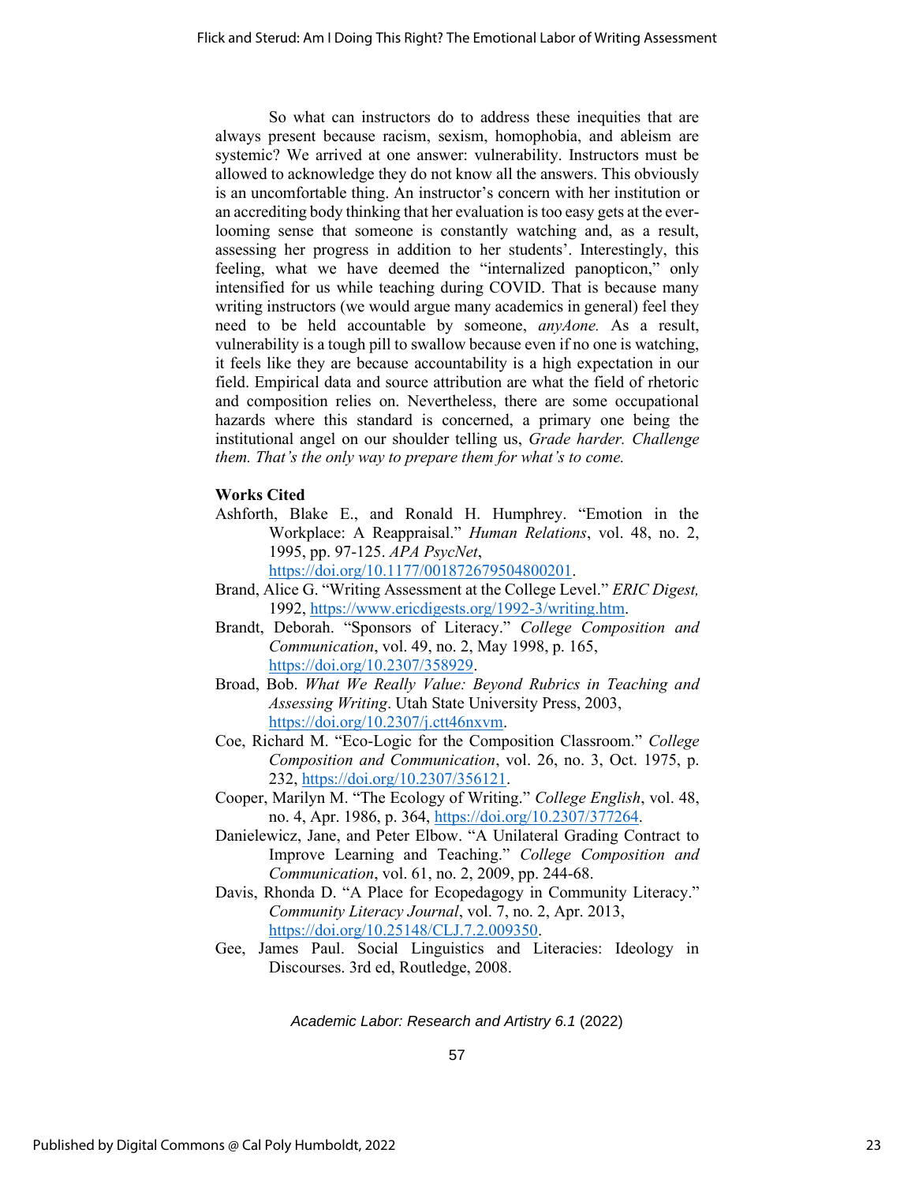So what can instructors do to address these inequities that are always present because racism, sexism, homophobia, and ableism are systemic? We arrived at one answer: vulnerability. Instructors must be allowed to acknowledge they do not know all the answers. This obviously is an uncomfortable thing. An instructor's concern with her institution or an accrediting body thinking that her evaluation is too easy gets at the ever-looming sense that someone is constantly watching and, as a result, assessing her progress in addition to her students'. Interestingly, this feeling, what we have deemed the "internalized panopticon," only intensified for us while teaching during COVID. That is because many writing instructors (we would argue many academics in general) feel they need to be held accountable by someone, *anyAone.* As a result, vulnerability is a tough pill to swallow because even if no one is watching, it feels like they are because accountability is a high expectation in our field. Empirical data and source attribution are what the field of rhetoric and composition relies on. Nevertheless, there are some occupational hazards where this standard is concerned, a primary one being the institutional angel on our shoulder telling us, *Grade harder. Challenge them. That's the only way to prepare them for what's to come.*

**Works Cited**

Ashforth, Blake E., and Ronald H. Humphrey. "Emotion in the Workplace: A Reappraisal." *Human Relations*, vol. 48, no. 2, 1995, pp. 97-125. *APA PsycNet*, https://doi.org/10.1177/001872679504800201.

Brand, Alice G. "Writing Assessment at the College Level." *ERIC Digest,* 1992, https://www.ericdigests.org/1992-3/writing.htm.

Brandt, Deborah. "Sponsors of Literacy." *College Composition and Communication*, vol. 49, no. 2, May 1998, p. 165, https://doi.org/10.2307/358929.

Broad, Bob. *What We Really Value: Beyond Rubrics in Teaching and Assessing Writing*. Utah State University Press, 2003, https://doi.org/10.2307/j.ctt46nxvm.

Coe, Richard M. "Eco-Logic for the Composition Classroom." *College Composition and Communication*, vol. 26, no. 3, Oct. 1975, p. 232, https://doi.org/10.2307/356121.

Cooper, Marilyn M. "The Ecology of Writing." *College English*, vol. 48, no. 4, Apr. 1986, p. 364, https://doi.org/10.2307/377264.

Danielewicz, Jane, and Peter Elbow. "A Unilateral Grading Contract to Improve Learning and Teaching." *College Composition and Communication*, vol. 61, no. 2, 2009, pp. 244-68.

Davis, Rhonda D. "A Place for Ecopedagogy in Community Literacy." *Community Literacy Journal*, vol. 7, no. 2, Apr. 2013, https://doi.org/10.25148/CLJ.7.2.009350.

Gee, James Paul. Social Linguistics and Literacies: Ideology in Discourses. 3rd ed, Routledge, 2008.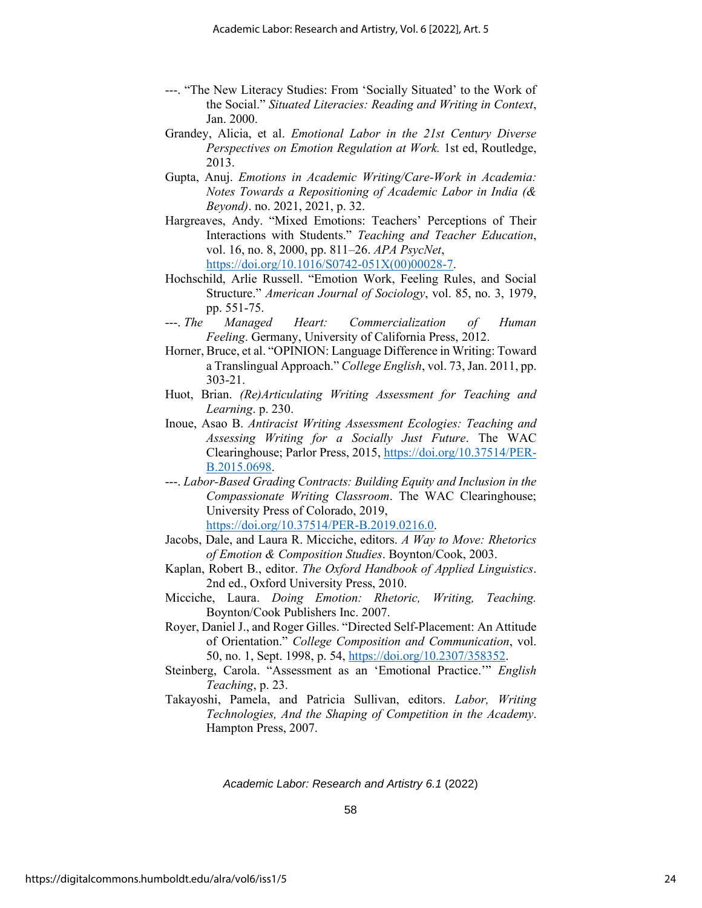---. "The New Literacy Studies: From 'Socially Situated' to the Work of the Social." *Situated Literacies: Reading and Writing in Context*, Jan. 2000.

Grandey, Alicia, et al. *Emotional Labor in the 21st Century Diverse Perspectives on Emotion Regulation at Work.* 1st ed, Routledge, 2013.

Gupta, Anuj. *Emotions in Academic Writing/Care-Work in Academia: Notes Towards a Repositioning of Academic Labor in India (& Beyond)*. no. 2021, 2021, p. 32.

Hargreaves, Andy. "Mixed Emotions: Teachers' Perceptions of Their Interactions with Students." *Teaching and Teacher Education*, vol. 16, no. 8, 2000, pp. 811–26. *APA PsycNet*, https://doi.org/10.1016/S0742-051X(00)00028-7.

Hochschild, Arlie Russell. "Emotion Work, Feeling Rules, and Social Structure." *American Journal of Sociology*, vol. 85, no. 3, 1979, pp. 551-75.

---. *The Managed Heart: Commercialization of Human Feeling*. Germany, University of California Press, 2012.

Horner, Bruce, et al. "OPINION: Language Difference in Writing: Toward a Translingual Approach." *College English*, vol. 73, Jan. 2011, pp. 303-21.

Huot, Brian. *(Re)Articulating Writing Assessment for Teaching and Learning*. p. 230.

Inoue, Asao B. *Antiracist Writing Assessment Ecologies: Teaching and Assessing Writing for a Socially Just Future*. The WAC Clearinghouse; Parlor Press, 2015, https://doi.org/10.37514/PER-B.2015.0698.

---. *Labor-Based Grading Contracts: Building Equity and Inclusion in the Compassionate Writing Classroom*. The WAC Clearinghouse; University Press of Colorado, 2019, https://doi.org/10.37514/PER-B.2019.0216.0.

Jacobs, Dale, and Laura R. Micciche, editors. *A Way to Move: Rhetorics of Emotion & Composition Studies*. Boynton/Cook, 2003.

Kaplan, Robert B., editor. *The Oxford Handbook of Applied Linguistics*. 2nd ed., Oxford University Press, 2010.

Micciche, Laura. *Doing Emotion: Rhetoric, Writing, Teaching.* Boynton/Cook Publishers Inc. 2007.

Royer, Daniel J., and Roger Gilles. "Directed Self-Placement: An Attitude of Orientation." *College Composition and Communication*, vol. 50, no. 1, Sept. 1998, p. 54, https://doi.org/10.2307/358352.

Steinberg, Carola. "Assessment as an 'Emotional Practice.'" *English Teaching*, p. 23.

Takayoshi, Pamela, and Patricia Sullivan, editors. *Labor, Writing Technologies, And the Shaping of Competition in the Academy*. Hampton Press, 2007.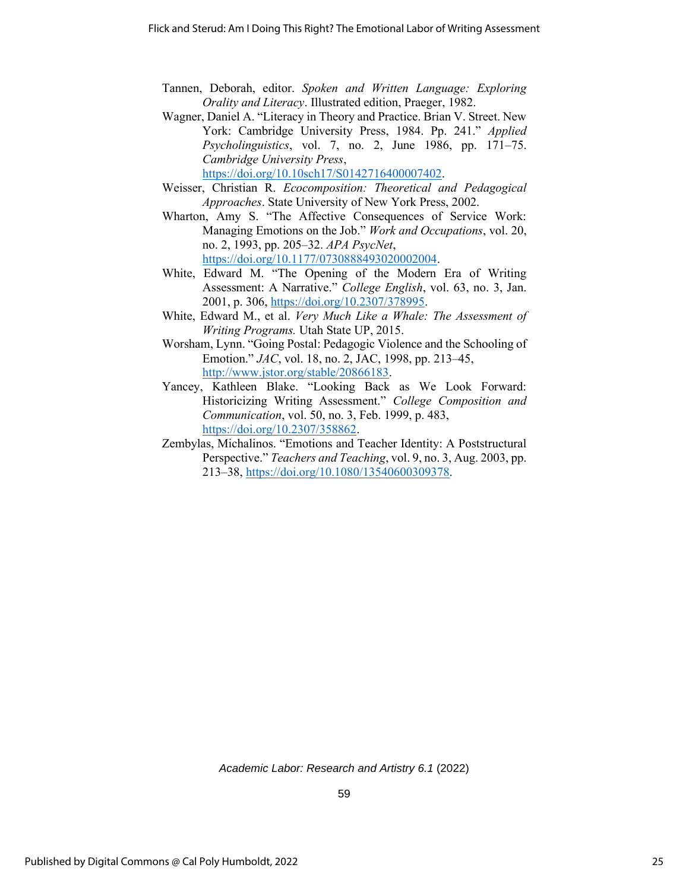Tannen, Deborah, editor. *Spoken and Written Language: Exploring Orality and Literacy*. Illustrated edition, Praeger, 1982.

Wagner, Daniel A. "Literacy in Theory and Practice. Brian V. Street. New York: Cambridge University Press, 1984. Pp. 241." *Applied Psycholinguistics*, vol. 7, no. 2, June 1986, pp. 171–75. *Cambridge University Press*, https://doi.org/10.10sch17/S0142716400007402.

Weisser, Christian R. *Ecocomposition: Theoretical and Pedagogical Approaches*. State University of New York Press, 2002.

Wharton, Amy S. "The Affective Consequences of Service Work: Managing Emotions on the Job." *Work and Occupations*, vol. 20, no. 2, 1993, pp. 205–32. *APA PsycNet*, https://doi.org/10.1177/0730888493020002004.

White, Edward M. "The Opening of the Modern Era of Writing Assessment: A Narrative." *College English*, vol. 63, no. 3, Jan. 2001, p. 306, https://doi.org/10.2307/378995.

White, Edward M., et al. *Very Much Like a Whale: The Assessment of Writing Programs.* Utah State UP, 2015.

Worsham, Lynn. "Going Postal: Pedagogic Violence and the Schooling of Emotion." *JAC*, vol. 18, no. 2, JAC, 1998, pp. 213–45, http://www.jstor.org/stable/20866183.

Yancey, Kathleen Blake. "Looking Back as We Look Forward: Historicizing Writing Assessment." *College Composition and Communication*, vol. 50, no. 3, Feb. 1999, p. 483, https://doi.org/10.2307/358862.

Zembylas, Michalinos. "Emotions and Teacher Identity: A Poststructural Perspective." *Teachers and Teaching*, vol. 9, no. 3, Aug. 2003, pp. 213–38, https://doi.org/10.1080/13540600309378.